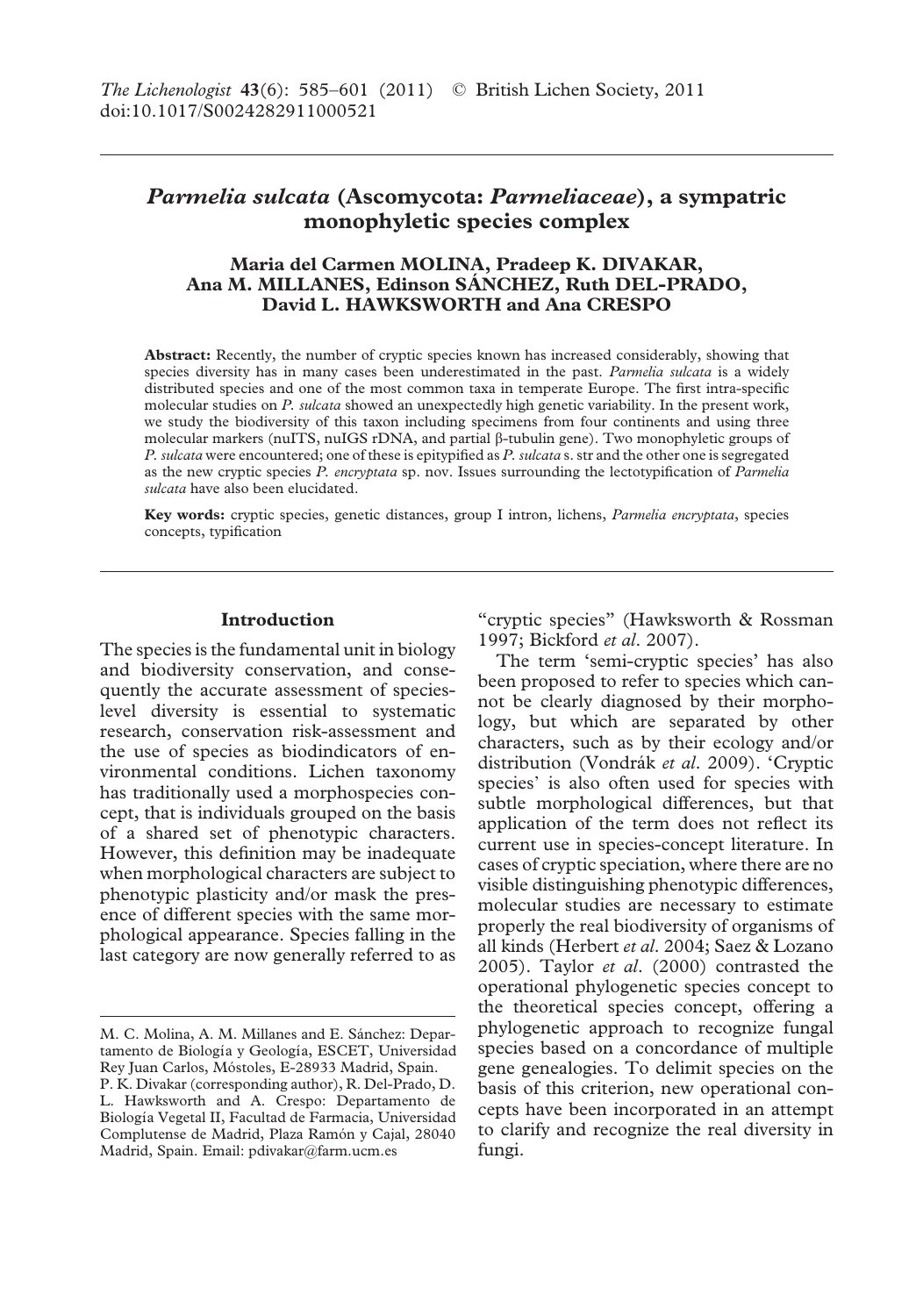The Lichenologist 43(6): 585–601 (2011) © British Lichen Society, 2011
doi:10.1017/S0024282911000521

# *Parmelia sulcata* (Ascomycota: *Parmeliaceae*), a sympatric monophyletic species complex

**Maria del Carmen MOLINA, Pradeep K. DIVAKAR, Ana M. MILLANES, Edinson SÁNCHEZ, Ruth DEL-PRADO, David L. HAWKSWORTH and Ana CRESPO**

**Abstract:** Recently, the number of cryptic species known has increased considerably, showing that species diversity has in many cases been underestimated in the past. *Parmelia sulcata* is a widely distributed species and one of the most common taxa in temperate Europe. The first intra-specific molecular studies on *P. sulcata* showed an unexpectedly high genetic variability. In the present work, we study the biodiversity of this taxon including specimens from four continents and using three molecular markers (nuITS, nuIGS rDNA, and partial β-tubulin gene). Two monophyletic groups of *P. sulcata* were encountered; one of these is epitypified as *P. sulcata* s. str and the other one is segregated as the new cryptic species *P. encryptata* sp. nov. Issues surrounding the lectotypification of *Parmelia sulcata* have also been elucidated.

**Key words:** cryptic species, genetic distances, group I intron, lichens, *Parmelia encryptata*, species concepts, typification

## Introduction

The species is the fundamental unit in biology and biodiversity conservation, and consequently the accurate assessment of species-level diversity is essential to systematic research, conservation risk-assessment and the use of species as biodindicators of environmental conditions. Lichen taxonomy has traditionally used a morphospecies concept, that is individuals grouped on the basis of a shared set of phenotypic characters. However, this definition may be inadequate when morphological characters are subject to phenotypic plasticity and/or mask the presence of different species with the same morphological appearance. Species falling in the last category are now generally referred to as "cryptic species" (Hawksworth & Rossman 1997; Bickford *et al*. 2007).

The term 'semi-cryptic species' has also been proposed to refer to species which cannot be clearly diagnosed by their morphology, but which are separated by other characters, such as by their ecology and/or distribution (Vondrák *et al*. 2009). 'Cryptic species' is also often used for species with subtle morphological differences, but that application of the term does not reflect its current use in species-concept literature. In cases of cryptic speciation, where there are no visible distinguishing phenotypic differences, molecular studies are necessary to estimate properly the real biodiversity of organisms of all kinds (Herbert *et al*. 2004; Saez & Lozano 2005). Taylor *et al*. (2000) contrasted the operational phylogenetic species concept to the theoretical species concept, offering a phylogenetic approach to recognize fungal species based on a concordance of multiple gene genealogies. To delimit species on the basis of this criterion, new operational concepts have been incorporated in an attempt to clarify and recognize the real diversity in fungi.

M. C. Molina, A. M. Millanes and E. Sánchez: Departamento de Biología y Geología, ESCET, Universidad Rey Juan Carlos, Móstoles, E-28933 Madrid, Spain.
P. K. Divakar (corresponding author), R. Del-Prado, D. L. Hawksworth and A. Crespo: Departamento de Biología Vegetal II, Facultad de Farmacia, Universidad Complutense de Madrid, Plaza Ramón y Cajal, 28040 Madrid, Spain. Email: pdivakar@farm.ucm.es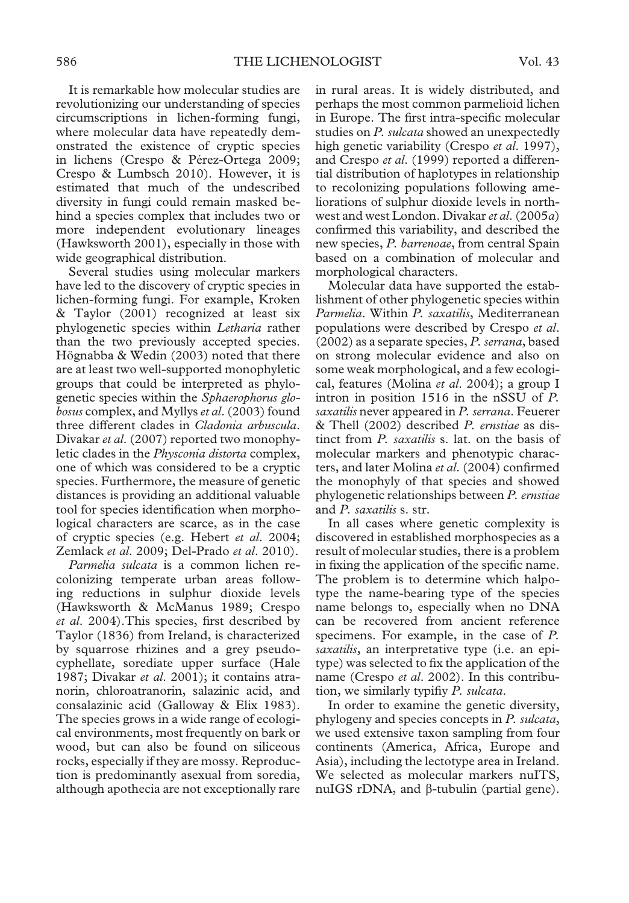It is remarkable how molecular studies are revolutionizing our understanding of species circumscriptions in lichen-forming fungi, where molecular data have repeatedly demonstrated the existence of cryptic species in lichens (Crespo & Pérez-Ortega 2009; Crespo & Lumbsch 2010). However, it is estimated that much of the undescribed diversity in fungi could remain masked behind a species complex that includes two or more independent evolutionary lineages (Hawksworth 2001), especially in those with wide geographical distribution.

Several studies using molecular markers have led to the discovery of cryptic species in lichen-forming fungi. For example, Kroken & Taylor (2001) recognized at least six phylogenetic species within *Letharia* rather than the two previously accepted species. Högnabba & Wedin (2003) noted that there are at least two well-supported monophyletic groups that could be interpreted as phylogenetic species within the *Sphaerophorus globosus* complex, and Myllys *et al*. (2003) found three different clades in *Cladonia arbuscula*. Divakar *et al*. (2007) reported two monophyletic clades in the *Physconia distorta* complex, one of which was considered to be a cryptic species. Furthermore, the measure of genetic distances is providing an additional valuable tool for species identification when morphological characters are scarce, as in the case of cryptic species (e.g. Hebert *et al*. 2004; Zemlack *et al*. 2009; Del-Prado *et al*. 2010).

*Parmelia sulcata* is a common lichen recolonizing temperate urban areas following reductions in sulphur dioxide levels (Hawksworth & McManus 1989; Crespo *et al*. 2004).This species, first described by Taylor (1836) from Ireland, is characterized by squarrose rhizines and a grey pseudocyphellate, sorediate upper surface (Hale 1987; Divakar *et al*. 2001); it contains atranorin, chloroatranorin, salazinic acid, and consalazinic acid (Galloway & Elix 1983). The species grows in a wide range of ecological environments, most frequently on bark or wood, but can also be found on siliceous rocks, especially if they are mossy. Reproduction is predominantly asexual from soredia, although apothecia are not exceptionally rare in rural areas. It is widely distributed, and perhaps the most common parmelioid lichen in Europe. The first intra-specific molecular studies on *P. sulcata* showed an unexpectedly high genetic variability (Crespo *et al*. 1997), and Crespo *et al*. (1999) reported a differential distribution of haplotypes in relationship to recolonizing populations following ameliorations of sulphur dioxide levels in northwest and west London. Divakar *et al*. (2005*a*) confirmed this variability, and described the new species, *P. barrenoae*, from central Spain based on a combination of molecular and morphological characters.

Molecular data have supported the establishment of other phylogenetic species within *Parmelia*. Within *P. saxatilis*, Mediterranean populations were described by Crespo *et al*. (2002) as a separate species, *P. serrana*, based on strong molecular evidence and also on some weak morphological, and a few ecological, features (Molina *et al*. 2004); a group I intron in position 1516 in the nSSU of *P. saxatilis* never appeared in *P. serrana*. Feuerer & Thell (2002) described *P. ernstiae* as distinct from *P. saxatilis* s. lat. on the basis of molecular markers and phenotypic characters, and later Molina *et al*. (2004) confirmed the monophyly of that species and showed phylogenetic relationships between *P. ernstiae* and *P. saxatilis* s. str.

In all cases where genetic complexity is discovered in established morphospecies as a result of molecular studies, there is a problem in fixing the application of the specific name. The problem is to determine which halpotype the name-bearing type of the species name belongs to, especially when no DNA can be recovered from ancient reference specimens. For example, in the case of *P. saxatilis*, an interpretative type (i.e. an epitype) was selected to fix the application of the name (Crespo *et al*. 2002). In this contribution, we similarly typifiy *P. sulcata*.

In order to examine the genetic diversity, phylogeny and species concepts in *P. sulcata*, we used extensive taxon sampling from four continents (America, Africa, Europe and Asia), including the lectotype area in Ireland. We selected as molecular markers nuITS, nuIGS rDNA, and β-tubulin (partial gene).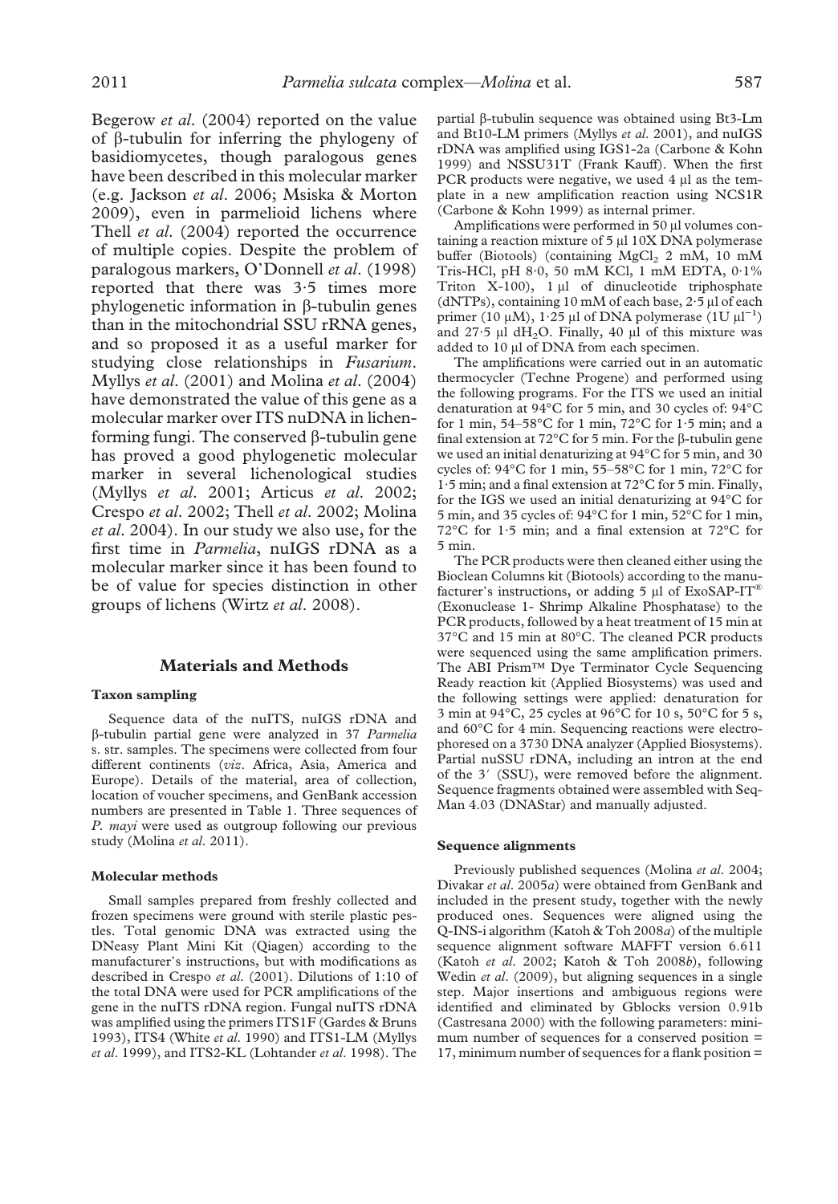Begerow *et al.* (2004) reported on the value of β-tubulin for inferring the phylogeny of basidiomycetes, though paralogous genes have been described in this molecular marker (e.g. Jackson *et al.* 2006; Msiska & Morton 2009), even in parmelioid lichens where Thell *et al.* (2004) reported the occurrence of multiple copies. Despite the problem of paralogous markers, O'Donnell *et al.* (1998) reported that there was 3·5 times more phylogenetic information in β-tubulin genes than in the mitochondrial SSU rRNA genes, and so proposed it as a useful marker for studying close relationships in *Fusarium*. Myllys *et al.* (2001) and Molina *et al.* (2004) have demonstrated the value of this gene as a molecular marker over ITS nuDNA in lichen-forming fungi. The conserved β-tubulin gene has proved a good phylogenetic molecular marker in several lichenological studies (Myllys *et al.* 2001; Articus *et al.* 2002; Crespo *et al.* 2002; Thell *et al.* 2002; Molina *et al.* 2004). In our study we also use, for the first time in *Parmelia*, nuIGS rDNA as a molecular marker since it has been found to be of value for species distinction in other groups of lichens (Wirtz *et al.* 2008).

## Materials and Methods

### Taxon sampling

Sequence data of the nuITS, nuIGS rDNA and β-tubulin partial gene were analyzed in 37 *Parmelia* s. str. samples. The specimens were collected from four different continents (*viz*. Africa, Asia, America and Europe). Details of the material, area of collection, location of voucher specimens, and GenBank accession numbers are presented in Table 1. Three sequences of *P. mayi* were used as outgroup following our previous study (Molina *et al.* 2011).

### Molecular methods

Small samples prepared from freshly collected and frozen specimens were ground with sterile plastic pestles. Total genomic DNA was extracted using the DNeasy Plant Mini Kit (Qiagen) according to the manufacturer's instructions, but with modifications as described in Crespo *et al.* (2001). Dilutions of 1:10 of the total DNA were used for PCR amplifications of the gene in the nuITS rDNA region. Fungal nuITS rDNA was amplified using the primers ITS1F (Gardes & Bruns 1993), ITS4 (White *et al.* 1990) and ITS1-LM (Myllys *et al.* 1999), and ITS2-KL (Lohtander *et al.* 1998). The partial β-tubulin sequence was obtained using Bt3-Lm and Bt10-LM primers (Myllys *et al.* 2001), and nuIGS rDNA was amplified using IGS1-2a (Carbone & Kohn 1999) and NSSU31T (Frank Kauff). When the first PCR products were negative, we used 4 µl as the template in a new amplification reaction using NCS1R (Carbone & Kohn 1999) as internal primer.

Amplifications were performed in 50 µl volumes containing a reaction mixture of 5 µl 10X DNA polymerase buffer (Biotools) (containing $MgCl_2$ 2 mM, 10 mM Tris-HCl, pH 8·0, 50 mM KCl, 1 mM EDTA, 0·1% Triton X-100), 1 µl of dinucleotide triphosphate (dNTPs), containing 10 mM of each base, 2·5 µl of each primer (10 µM), 1·25 µl of DNA polymerase (1U $\mu l^{-1}$) and 27·5 µl $dH_2O$. Finally, 40 µl of this mixture was added to 10 µl of DNA from each specimen.

The amplifications were carried out in an automatic thermocycler (Techne Progene) and performed using the following programs. For the ITS we used an initial denaturation at 94°C for 5 min, and 30 cycles of: 94°C for 1 min, 54–58°C for 1 min, 72°C for 1·5 min; and a final extension at 72°C for 5 min. For the β-tubulin gene we used an initial denaturizing at 94°C for 5 min, and 30 cycles of: 94°C for 1 min, 55–58°C for 1 min, 72°C for 1·5 min; and a final extension at 72°C for 5 min. Finally, for the IGS we used an initial denaturizing at 94°C for 5 min, and 35 cycles of: 94°C for 1 min, 52°C for 1 min, 72°C for 1·5 min; and a final extension at 72°C for 5 min.

The PCR products were then cleaned either using the Bioclean Columns kit (Biotools) according to the manufacturer's instructions, or adding 5 µl of ExoSAP-IT® (Exonuclease 1- Shrimp Alkaline Phosphatase) to the PCR products, followed by a heat treatment of 15 min at 37°C and 15 min at 80°C. The cleaned PCR products were sequenced using the same amplification primers. The ABI Prism™ Dye Terminator Cycle Sequencing Ready reaction kit (Applied Biosystems) was used and the following settings were applied: denaturation for 3 min at 94°C, 25 cycles at 96°C for 10 s, 50°C for 5 s, and 60°C for 4 min. Sequencing reactions were electrophoresed on a 3730 DNA analyzer (Applied Biosystems). Partial nuSSU rDNA, including an intron at the end of the 3′ (SSU), were removed before the alignment. Sequence fragments obtained were assembled with SeqMan 4.03 (DNAStar) and manually adjusted.

### Sequence alignments

Previously published sequences (Molina *et al.* 2004; Divakar *et al.* 2005*a*) were obtained from GenBank and included in the present study, together with the newly produced ones. Sequences were aligned using the Q-INS-i algorithm (Katoh & Toh 2008*a*) of the multiple sequence alignment software MAFFT version 6.611 (Katoh *et al.* 2002; Katoh & Toh 2008*b*), following Wedin *et al.* (2009), but aligning sequences in a single step. Major insertions and ambiguous regions were identified and eliminated by Gblocks version 0.91b (Castresana 2000) with the following parameters: minimum number of sequences for a conserved position = 17, minimum number of sequences for a flank position =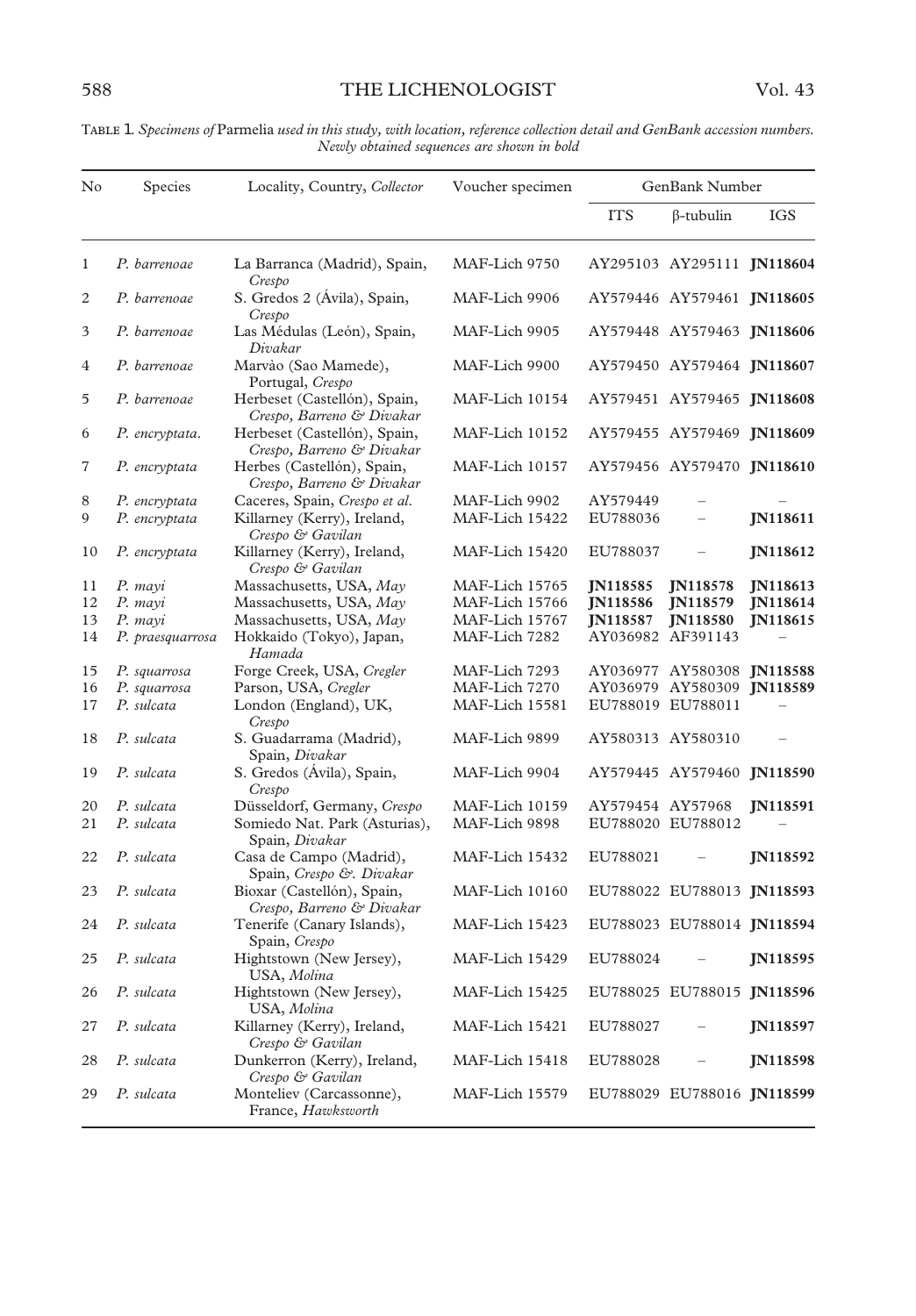TABLE 1. *Specimens of* Parmelia *used in this study, with location, reference collection detail and GenBank accession numbers. Newly obtained sequences are shown in bold*

| No | Species | Locality, Country, *Collector* | Voucher specimen | GenBank Number | | |
|---|---|---|---|---|---|---|
| | | | | ITS | β-tubulin | IGS |
| 1 | *P. barrenoae* | La Barranca (Madrid), Spain, *Crespo* | MAF-Lich 9750 | AY295103 | AY295111 | **JN118604** |
| 2 | *P. barrenoae* | S. Gredos 2 (Ávila), Spain, *Crespo* | MAF-Lich 9906 | AY579446 | AY579461 | **JN118605** |
| 3 | *P. barrenoae* | Las Médulas (León), Spain, *Divakar* | MAF-Lich 9905 | AY579448 | AY579463 | **JN118606** |
| 4 | *P. barrenoae* | Marvào (Sao Mamede), Portugal, *Crespo* | MAF-Lich 9900 | AY579450 | AY579464 | **JN118607** |
| 5 | *P. barrenoae* | Herbeset (Castellón), Spain, *Crespo, Barreno & Divakar* | MAF-Lich 10154 | AY579451 | AY579465 | **JN118608** |
| 6 | *P. encryptata.* | Herbeset (Castellón), Spain, *Crespo, Barreno & Divakar* | MAF-Lich 10152 | AY579455 | AY579469 | **JN118609** |
| 7 | *P. encryptata* | Herbes (Castellón), Spain, *Crespo, Barreno & Divakar* | MAF-Lich 10157 | AY579456 | AY579470 | **JN118610** |
| 8 | *P. encryptata* | Caceres, Spain, *Crespo et al.* | MAF-Lich 9902 | AY579449 | – | – |
| 9 | *P. encryptata* | Killarney (Kerry), Ireland, *Crespo & Gavilan* | MAF-Lich 15422 | EU788036 | – | **JN118611** |
| 10 | *P. encryptata* | Killarney (Kerry), Ireland, *Crespo & Gavilan* | MAF-Lich 15420 | EU788037 | – | **JN118612** |
| 11 | *P. mayi* | Massachusetts, USA, *May* | MAF-Lich 15765 | **JN118585** | **JN118578** | **JN118613** |
| 12 | *P. mayi* | Massachusetts, USA, *May* | MAF-Lich 15766 | **JN118586** | **JN118579** | **JN118614** |
| 13 | *P. mayi* | Massachusetts, USA, *May* | MAF-Lich 15767 | **JN118587** | **JN118580** | **JN118615** |
| 14 | *P. praesquarrosa* | Hokkaido (Tokyo), Japan, *Hamada* | MAF-Lich 7282 | AY036982 | AF391143 | – |
| 15 | *P. squarrosa* | Forge Creek, USA, *Cregler* | MAF-Lich 7293 | AY036977 | AY580308 | **JN118588** |
| 16 | *P. squarrosa* | Parson, USA, *Cregler* | MAF-Lich 7270 | AY036979 | AY580309 | **JN118589** |
| 17 | *P. sulcata* | London (England), UK, *Crespo* | MAF-Lich 15581 | EU788019 | EU788011 | – |
| 18 | *P. sulcata* | S. Guadarrama (Madrid), Spain, *Divakar* | MAF-Lich 9899 | AY580313 | AY580310 | – |
| 19 | *P. sulcata* | S. Gredos (Ávila), Spain, *Crespo* | MAF-Lich 9904 | AY579445 | AY579460 | **JN118590** |
| 20 | *P. sulcata* | Düsseldorf, Germany, *Crespo* | MAF-Lich 10159 | AY579454 | AY57968 | **JN118591** |
| 21 | *P. sulcata* | Somiedo Nat. Park (Asturias), Spain, *Divakar* | MAF-Lich 9898 | EU788020 | EU788012 | – |
| 22 | *P. sulcata* | Casa de Campo (Madrid), Spain, *Crespo &. Divakar* | MAF-Lich 15432 | EU788021 | – | **JN118592** |
| 23 | *P. sulcata* | Bioxar (Castellón), Spain, *Crespo, Barreno & Divakar* | MAF-Lich 10160 | EU788022 | EU788013 | **JN118593** |
| 24 | *P. sulcata* | Tenerife (Canary Islands), Spain, *Crespo* | MAF-Lich 15423 | EU788023 | EU788014 | **JN118594** |
| 25 | *P. sulcata* | Hightstown (New Jersey), USA, *Molina* | MAF-Lich 15429 | EU788024 | – | **JN118595** |
| 26 | *P. sulcata* | Hightstown (New Jersey), USA, *Molina* | MAF-Lich 15425 | EU788025 | EU788015 | **JN118596** |
| 27 | *P. sulcata* | Killarney (Kerry), Ireland, *Crespo & Gavilan* | MAF-Lich 15421 | EU788027 | – | **JN118597** |
| 28 | *P. sulcata* | Dunkerron (Kerry), Ireland, *Crespo & Gavilan* | MAF-Lich 15418 | EU788028 | – | **JN118598** |
| 29 | *P. sulcata* | Monteliev (Carcassonne), France, *Hawksworth* | MAF-Lich 15579 | EU788029 | EU788016 | **JN118599** |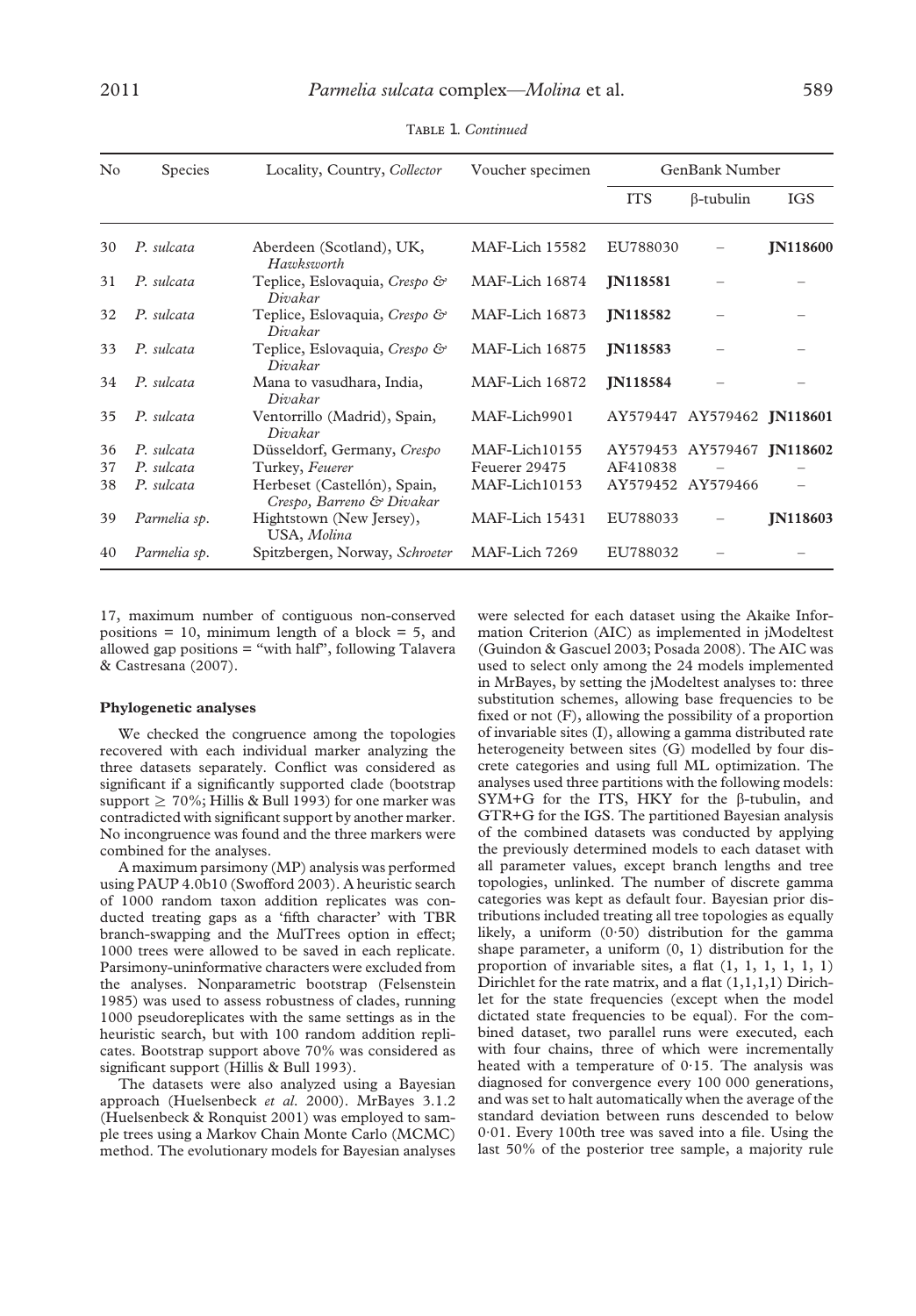TABLE 1. *Continued*

| No | Species | Locality, Country, *Collector* | Voucher specimen | GenBank Number | | |
|---|---|---|---|---|---|---|
| | | | | ITS | β-tubulin | IGS |
| 30 | *P. sulcata* | Aberdeen (Scotland), UK, *Hawksworth* | MAF-Lich 15582 | EU788030 | – | **JN118600** |
| 31 | *P. sulcata* | Teplice, Eslovaquia, *Crespo & Divakar* | MAF-Lich 16874 | **JN118581** | – | – |
| 32 | *P. sulcata* | Teplice, Eslovaquia, *Crespo & Divakar* | MAF-Lich 16873 | **JN118582** | – | – |
| 33 | *P. sulcata* | Teplice, Eslovaquia, *Crespo & Divakar* | MAF-Lich 16875 | **JN118583** | – | – |
| 34 | *P. sulcata* | Mana to vasudhara, India, *Divakar* | MAF-Lich 16872 | **JN118584** | – | – |
| 35 | *P. sulcata* | Ventorrillo (Madrid), Spain, *Divakar* | MAF-Lich9901 | AY579447 | AY579462 | **JN118601** |
| 36 | *P. sulcata* | Düsseldorf, Germany, *Crespo* | MAF-Lich10155 | AY579453 | AY579467 | **JN118602** |
| 37 | *P. sulcata* | Turkey, *Feuerer* | Feuerer 29475 | AF410838 | – | – |
| 38 | *P. sulcata* | Herbeset (Castellón), Spain, *Crespo, Barreno & Divakar* | MAF-Lich10153 | AY579452 | AY579466 | – |
| 39 | *Parmelia sp.* | Hightstown (New Jersey), USA, *Molina* | MAF-Lich 15431 | EU788033 | – | **JN118603** |
| 40 | *Parmelia sp.* | Spitzbergen, Norway, *Schroeter* | MAF-Lich 7269 | EU788032 | – | – |

17, maximum number of contiguous non-conserved positions = 10, minimum length of a block = 5, and allowed gap positions = "with half", following Talavera & Castresana (2007).

### Phylogenetic analyses

We checked the congruence among the topologies recovered with each individual marker analyzing the three datasets separately. Conflict was considered as significant if a significantly supported clade (bootstrap support ≥ 70%; Hillis & Bull 1993) for one marker was contradicted with significant support by another marker. No incongruence was found and the three markers were combined for the analyses.

A maximum parsimony (MP) analysis was performed using PAUP 4.0b10 (Swofford 2003). A heuristic search of 1000 random taxon addition replicates was conducted treating gaps as a 'fifth character' with TBR branch-swapping and the MulTrees option in effect; 1000 trees were allowed to be saved in each replicate. Parsimony-uninformative characters were excluded from the analyses. Nonparametric bootstrap (Felsenstein 1985) was used to assess robustness of clades, running 1000 pseudoreplicates with the same settings as in the heuristic search, but with 100 random addition replicates. Bootstrap support above 70% was considered as significant support (Hillis & Bull 1993).

The datasets were also analyzed using a Bayesian approach (Huelsenbeck *et al.* 2000). MrBayes 3.1.2 (Huelsenbeck & Ronquist 2001) was employed to sample trees using a Markov Chain Monte Carlo (MCMC) method. The evolutionary models for Bayesian analyses were selected for each dataset using the Akaike Information Criterion (AIC) as implemented in jModeltest (Guindon & Gascuel 2003; Posada 2008). The AIC was used to select only among the 24 models implemented in MrBayes, by setting the jModeltest analyses to: three substitution schemes, allowing base frequencies to be fixed or not (F), allowing the possibility of a proportion of invariable sites (I), allowing a gamma distributed rate heterogeneity between sites (G) modelled by four discrete categories and using full ML optimization. The analyses used three partitions with the following models: SYM+G for the ITS, HKY for the β-tubulin, and GTR+G for the IGS. The partitioned Bayesian analysis of the combined datasets was conducted by applying the previously determined models to each dataset with all parameter values, except branch lengths and tree topologies, unlinked. The number of discrete gamma categories was kept as default four. Bayesian prior distributions included treating all tree topologies as equally likely, a uniform (0·50) distribution for the gamma shape parameter, a uniform (0, 1) distribution for the proportion of invariable sites, a flat (1, 1, 1, 1, 1, 1) Dirichlet for the rate matrix, and a flat (1,1,1,1) Dirichlet for the state frequencies (except when the model dictated state frequencies to be equal). For the combined dataset, two parallel runs were executed, each with four chains, three of which were incrementally heated with a temperature of 0·15. The analysis was diagnosed for convergence every 100 000 generations, and was set to halt automatically when the average of the standard deviation between runs descended to below 0·01. Every 100th tree was saved into a file. Using the last 50% of the posterior tree sample, a majority rule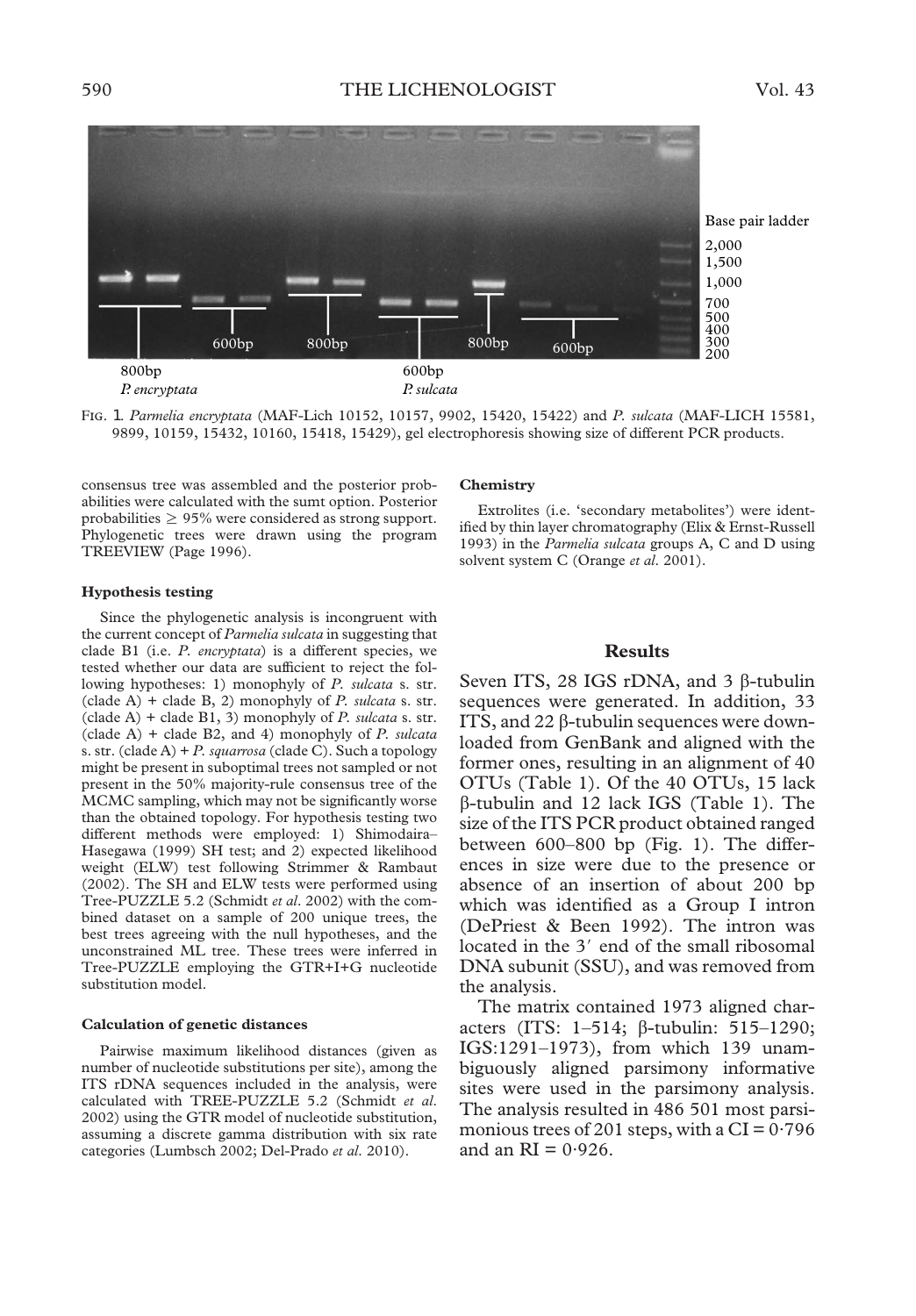Fig. 1. *Parmelia encryptata* (MAF-Lich 10152, 10157, 9902, 15420, 15422) and *P. sulcata* (MAF-LICH 15581, 9899, 10159, 15432, 10160, 15418, 15429), gel electrophoresis showing size of different PCR products.

consensus tree was assembled and the posterior probabilities were calculated with the sumt option. Posterior probabilities $\geq$ 95% were considered as strong support. Phylogenetic trees were drawn using the program TREEVIEW (Page 1996).

#### Hypothesis testing

Since the phylogenetic analysis is incongruent with the current concept of *Parmelia sulcata* in suggesting that clade B1 (i.e. *P. encryptata*) is a different species, we tested whether our data are sufficient to reject the following hypotheses: 1) monophyly of *P. sulcata* s. str. (clade A) + clade B, 2) monophyly of *P. sulcata* s. str. (clade A) + clade B1, 3) monophyly of *P. sulcata* s. str. (clade A) + clade B2, and 4) monophyly of *P. sulcata* s. str. (clade A) + *P. squarrosa* (clade C). Such a topology might be present in suboptimal trees not sampled or not present in the 50% majority-rule consensus tree of the MCMC sampling, which may not be significantly worse than the obtained topology. For hypothesis testing two different methods were employed: 1) Shimodaira–Hasegawa (1999) SH test; and 2) expected likelihood weight (ELW) test following Strimmer & Rambaut (2002). The SH and ELW tests were performed using Tree-PUZZLE 5.2 (Schmidt *et al.* 2002) with the combined dataset on a sample of 200 unique trees, the best trees agreeing with the null hypotheses, and the unconstrained ML tree. These trees were inferred in Tree-PUZZLE employing the GTR+I+G nucleotide substitution model.

#### Calculation of genetic distances

Pairwise maximum likelihood distances (given as number of nucleotide substitutions per site), among the ITS rDNA sequences included in the analysis, were calculated with TREE-PUZZLE 5.2 (Schmidt *et al.* 2002) using the GTR model of nucleotide substitution, assuming a discrete gamma distribution with six rate categories (Lumbsch 2002; Del-Prado *et al.* 2010).

#### Chemistry

Extrolites (i.e. 'secondary metabolites') were identified by thin layer chromatography (Elix & Ernst-Russell 1993) in the *Parmelia sulcata* groups A, C and D using solvent system C (Orange *et al.* 2001).

## Results

Seven ITS, 28 IGS rDNA, and 3 β-tubulin sequences were generated. In addition, 33 ITS, and 22 β-tubulin sequences were downloaded from GenBank and aligned with the former ones, resulting in an alignment of 40 OTUs (Table 1). Of the 40 OTUs, 15 lack β-tubulin and 12 lack IGS (Table 1). The size of the ITS PCR product obtained ranged between 600–800 bp (Fig. 1). The differences in size were due to the presence or absence of an insertion of about 200 bp which was identified as a Group I intron (DePriest & Been 1992). The intron was located in the 3′ end of the small ribosomal DNA subunit (SSU), and was removed from the analysis.

The matrix contained 1973 aligned characters (ITS: 1–514; β-tubulin: 515–1290; IGS:1291–1973), from which 139 unambiguously aligned parsimony informative sites were used in the parsimony analysis. The analysis resulted in 486 501 most parsimonious trees of 201 steps, with a CI = 0·796 and an RI = 0·926.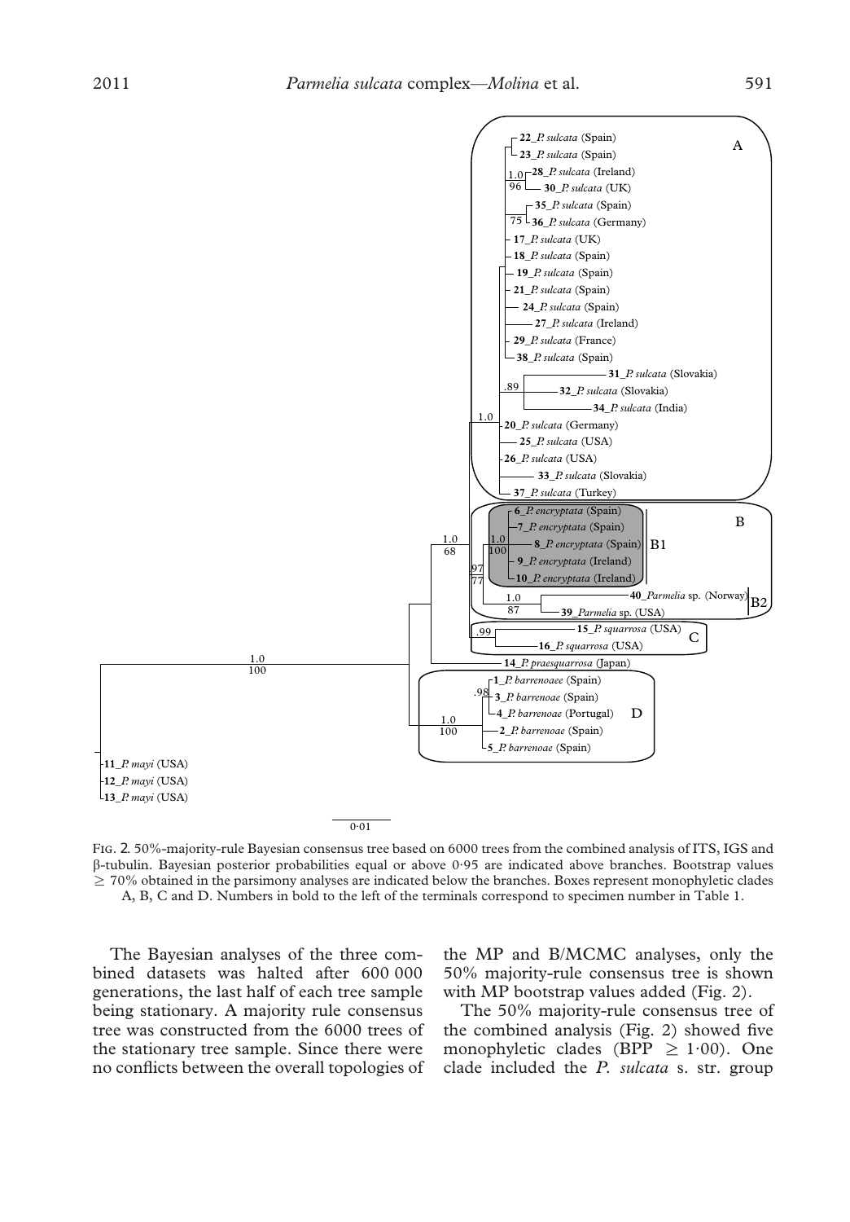FIG. 2. 50%-majority-rule Bayesian consensus tree based on 6000 trees from the combined analysis of ITS, IGS and β-tubulin. Bayesian posterior probabilities equal or above 0·95 are indicated above branches. Bootstrap values ≥ 70% obtained in the parsimony analyses are indicated below the branches. Boxes represent monophyletic clades A, B, C and D. Numbers in bold to the left of the terminals correspond to specimen number in Table 1.

The Bayesian analyses of the three combined datasets was halted after 600 000 generations, the last half of each tree sample being stationary. A majority rule consensus tree was constructed from the 6000 trees of the stationary tree sample. Since there were no conflicts between the overall topologies of the MP and B/MCMC analyses, only the 50% majority-rule consensus tree is shown with MP bootstrap values added (Fig. 2).

The 50% majority-rule consensus tree of the combined analysis (Fig. 2) showed five monophyletic clades (BPP ≥ 1·00). One clade included the *P. sulcata* s. str. group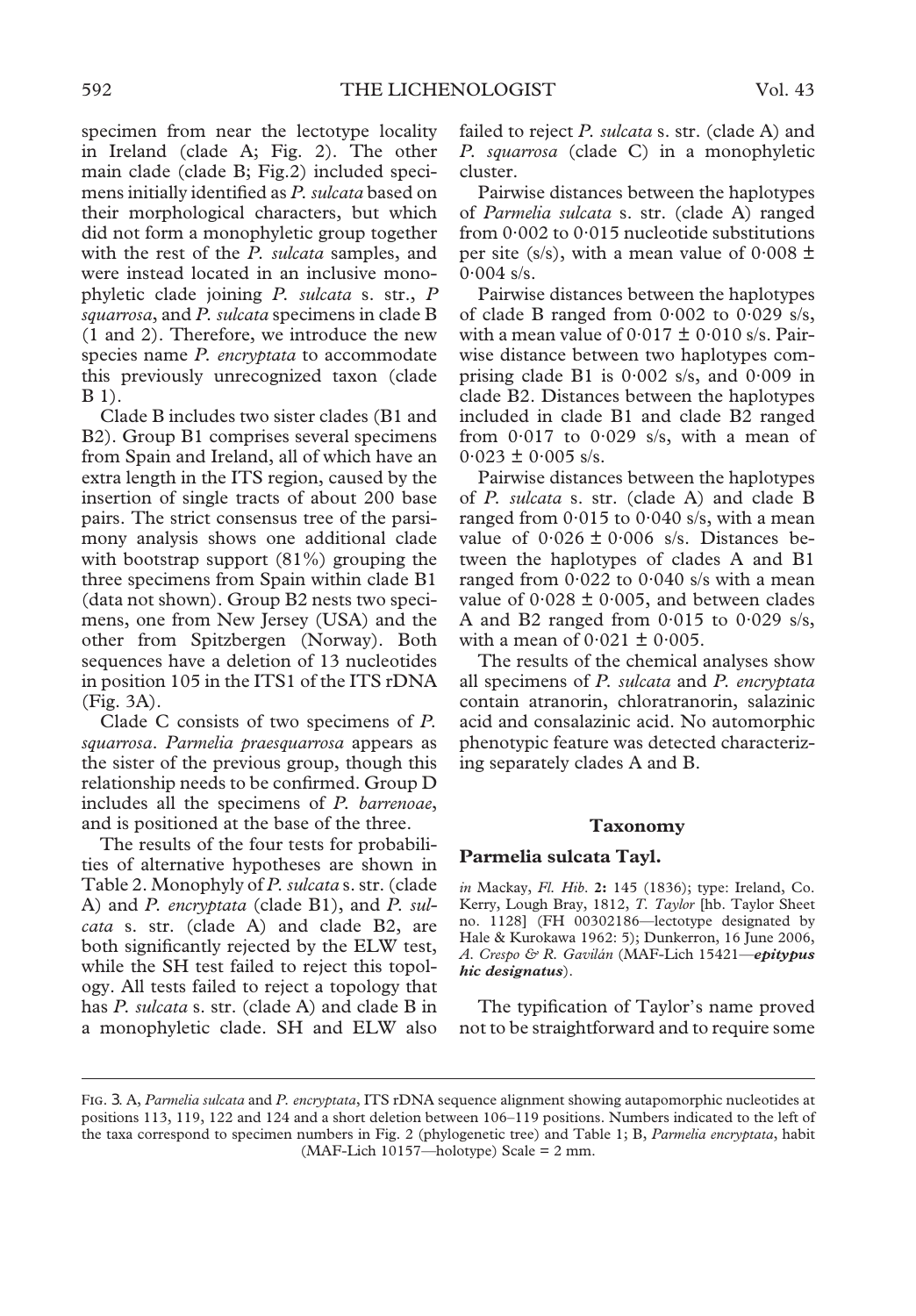specimen from near the lectotype locality in Ireland (clade A; Fig. 2). The other main clade (clade B; Fig.2) included specimens initially identified as *P. sulcata* based on their morphological characters, but which did not form a monophyletic group together with the rest of the *P. sulcata* samples, and were instead located in an inclusive monophyletic clade joining *P. sulcata* s. str., *P squarrosa*, and *P. sulcata* specimens in clade B (1 and 2). Therefore, we introduce the new species name *P. encryptata* to accommodate this previously unrecognized taxon (clade B 1).

Clade B includes two sister clades (B1 and B2). Group B1 comprises several specimens from Spain and Ireland, all of which have an extra length in the ITS region, caused by the insertion of single tracts of about 200 base pairs. The strict consensus tree of the parsimony analysis shows one additional clade with bootstrap support (81%) grouping the three specimens from Spain within clade B1 (data not shown). Group B2 nests two specimens, one from New Jersey (USA) and the other from Spitzbergen (Norway). Both sequences have a deletion of 13 nucleotides in position 105 in the ITS1 of the ITS rDNA (Fig. 3A).

Clade C consists of two specimens of *P. squarrosa*. *Parmelia praesquarrosa* appears as the sister of the previous group, though this relationship needs to be confirmed. Group D includes all the specimens of *P. barrenoae*, and is positioned at the base of the three.

The results of the four tests for probabilities of alternative hypotheses are shown in Table 2. Monophyly of *P. sulcata* s. str. (clade A) and *P. encryptata* (clade B1), and *P. sulcata* s. str. (clade A) and clade B2, are both significantly rejected by the ELW test, while the SH test failed to reject this topology. All tests failed to reject a topology that has *P. sulcata* s. str. (clade A) and clade B in a monophyletic clade. SH and ELW also failed to reject *P. sulcata* s. str. (clade A) and *P. squarrosa* (clade C) in a monophyletic cluster.

Pairwise distances between the haplotypes of *Parmelia sulcata* s. str. (clade A) ranged from 0·002 to 0·015 nucleotide substitutions per site (s/s), with a mean value of 0·008 ± 0·004 s/s.

Pairwise distances between the haplotypes of clade B ranged from 0·002 to 0·029 s/s, with a mean value of 0·017 ± 0·010 s/s. Pairwise distance between two haplotypes comprising clade B1 is 0·002 s/s, and 0·009 in clade B2. Distances between the haplotypes included in clade B1 and clade B2 ranged from 0·017 to 0·029 s/s, with a mean of 0·023 ± 0·005 s/s.

Pairwise distances between the haplotypes of *P. sulcata* s. str. (clade A) and clade B ranged from 0·015 to 0·040 s/s, with a mean value of 0·026 ± 0·006 s/s. Distances between the haplotypes of clades A and B1 ranged from 0·022 to 0·040 s/s with a mean value of 0·028 ± 0·005, and between clades A and B2 ranged from 0·015 to 0·029 s/s, with a mean of 0·021 ± 0·005.

The results of the chemical analyses show all specimens of *P. sulcata* and *P. encryptata* contain atranorin, chloratranorin, salazinic acid and consalazinic acid. No automorphic phenotypic feature was detected characterizing separately clades A and B.

## Taxonomy

### Parmelia sulcata Tayl.

*in* Mackay, *Fl. Hib.* **2:** 145 (1836); type: Ireland, Co. Kerry, Lough Bray, 1812, *T. Taylor* [hb. Taylor Sheet no. 1128] (FH 00302186—lectotype designated by Hale & Kurokawa 1962: 5); Dunkerron, 16 June 2006, *A. Crespo & R. Gavilán* (MAF-Lich 15421—***epitypus hic designatus***).

The typification of Taylor's name proved not to be straightforward and to require some

FIG. 3. A, *Parmelia sulcata* and *P. encryptata*, ITS rDNA sequence alignment showing autapomorphic nucleotides at positions 113, 119, 122 and 124 and a short deletion between 106–119 positions. Numbers indicated to the left of the taxa correspond to specimen numbers in Fig. 2 (phylogenetic tree) and Table 1; B, *Parmelia encryptata*, habit (MAF-Lich 10157—holotype) Scale = 2 mm.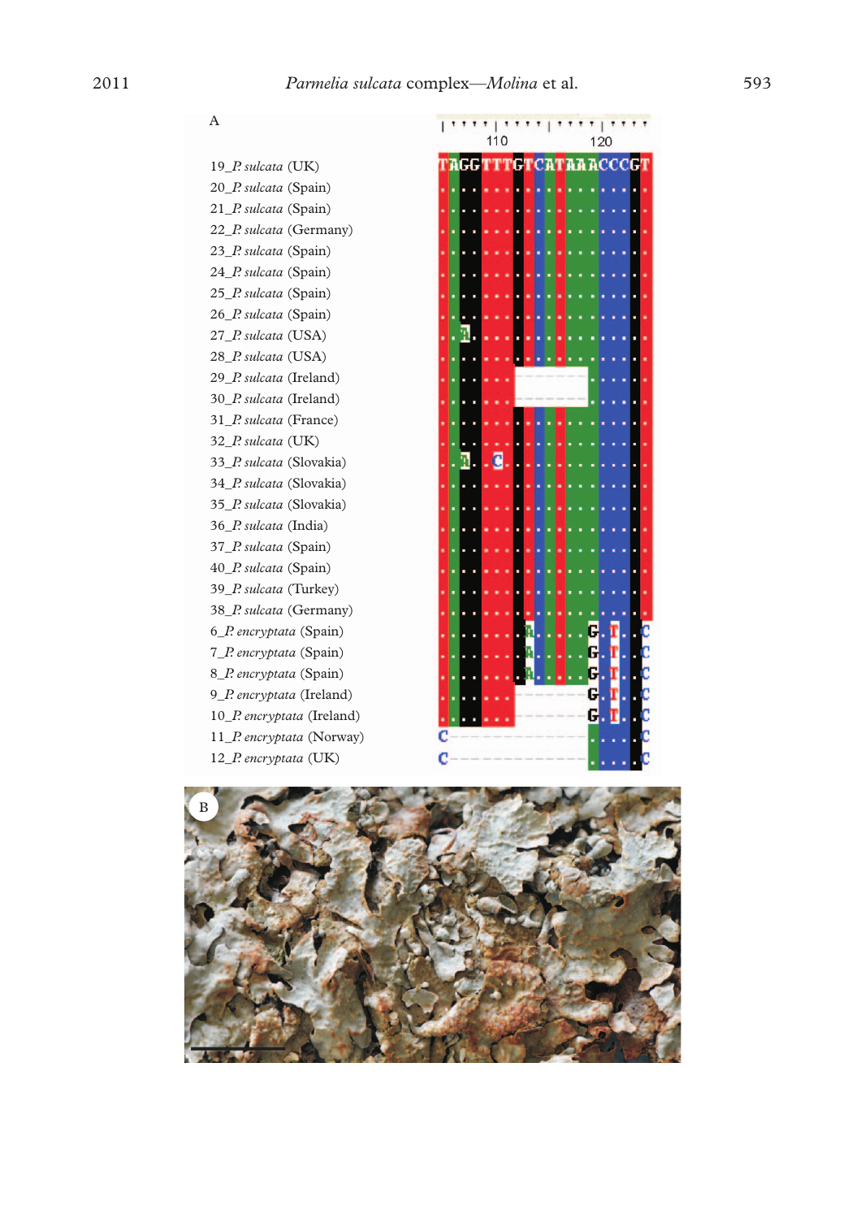A

19_*P. sulcata* (UK)
20_*P. sulcata* (Spain)
21_*P. sulcata* (Spain)
22_*P. sulcata* (Germany)
23_*P. sulcata* (Spain)
24_*P. sulcata* (Spain)
25_*P. sulcata* (Spain)
26_*P. sulcata* (Spain)
27_*P. sulcata* (USA)
28_*P. sulcata* (USA)
29_*P. sulcata* (Ireland)
30_*P. sulcata* (Ireland)
31_*P. sulcata* (France)
32_*P. sulcata* (UK)
33_*P. sulcata* (Slovakia)
34_*P. sulcata* (Slovakia)
35_*P. sulcata* (Slovakia)
36_*P. sulcata* (India)
37_*P. sulcata* (Spain)
40_*P. sulcata* (Spain)
39_*P. sulcata* (Turkey)
38_*P. sulcata* (Germany)
6_*P. encryptata* (Spain)
7_*P. encryptata* (Spain)
8_*P. encryptata* (Spain)
9_*P. encryptata* (Ireland)
10_*P. encryptata* (Ireland)
11_*P. encryptata* (Norway)
12_*P. encryptata* (UK)

B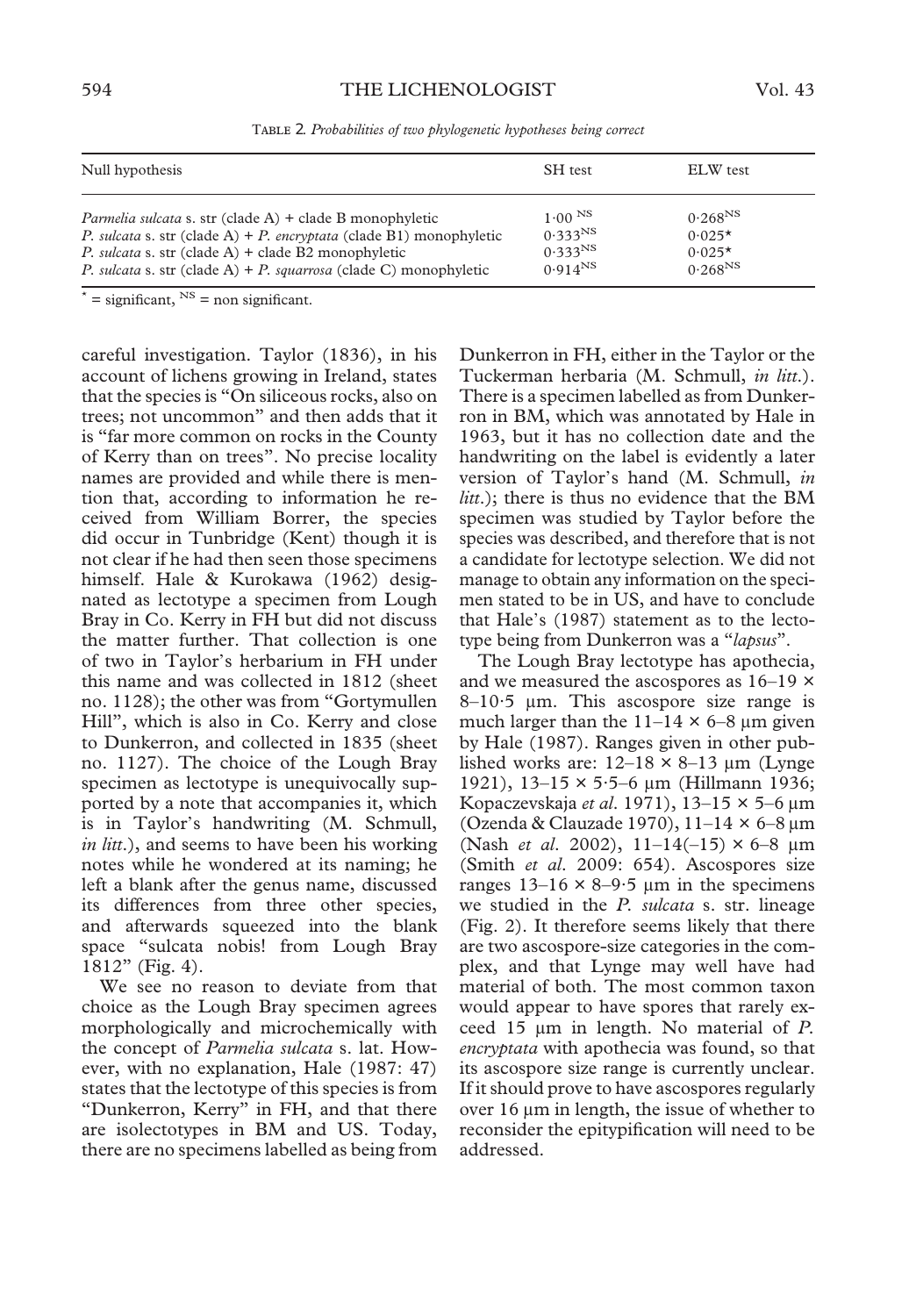TABLE 2. *Probabilities of two phylogenetic hypotheses being correct*

| Null hypothesis | SH test | ELW test |
|---|---|---|
| *Parmelia sulcata* s. str (clade A) + clade B monophyletic | $1{\cdot}00^{NS}$ | $0{\cdot}268^{NS}$ |
| *P. sulcata* s. str (clade A) + *P. encryptata* (clade B1) monophyletic | $0{\cdot}333^{NS}$ | $0{\cdot}025^{*}$ |
| *P. sulcata* s. str (clade A) + clade B2 monophyletic | $0{\cdot}333^{NS}$ | $0{\cdot}025^{*}$ |
| *P. sulcata* s. str (clade A) + *P. squarrosa* (clade C) monophyletic | $0{\cdot}914^{NS}$ | $0{\cdot}268^{NS}$ |

$^{*}$ = significant, $^{NS}$ = non significant.

careful investigation. Taylor (1836), in his account of lichens growing in Ireland, states that the species is "On siliceous rocks, also on trees; not uncommon" and then adds that it is "far more common on rocks in the County of Kerry than on trees". No precise locality names are provided and while there is mention that, according to information he received from William Borrer, the species did occur in Tunbridge (Kent) though it is not clear if he had then seen those specimens himself. Hale & Kurokawa (1962) designated as lectotype a specimen from Lough Bray in Co. Kerry in FH but did not discuss the matter further. That collection is one of two in Taylor's herbarium in FH under this name and was collected in 1812 (sheet no. 1128); the other was from "Gortymullen Hill", which is also in Co. Kerry and close to Dunkerron, and collected in 1835 (sheet no. 1127). The choice of the Lough Bray specimen as lectotype is unequivocally supported by a note that accompanies it, which is in Taylor's handwriting (M. Schmull, *in litt*.), and seems to have been his working notes while he wondered at its naming; he left a blank after the genus name, discussed its differences from three other species, and afterwards squeezed into the blank space "sulcata nobis! from Lough Bray 1812" (Fig. 4).

We see no reason to deviate from that choice as the Lough Bray specimen agrees morphologically and microchemically with the concept of *Parmelia sulcata* s. lat. However, with no explanation, Hale (1987: 47) states that the lectotype of this species is from "Dunkerron, Kerry" in FH, and that there are isolectotypes in BM and US. Today, there are no specimens labelled as being from Dunkerron in FH, either in the Taylor or the Tuckerman herbaria (M. Schmull, *in litt*.). There is a specimen labelled as from Dunkerron in BM, which was annotated by Hale in 1963, but it has no collection date and the handwriting on the label is evidently a later version of Taylor's hand (M. Schmull, *in litt*.); there is thus no evidence that the BM specimen was studied by Taylor before the species was described, and therefore that is not a candidate for lectotype selection. We did not manage to obtain any information on the specimen stated to be in US, and have to conclude that Hale's (1987) statement as to the lectotype being from Dunkerron was a "*lapsus*".

The Lough Bray lectotype has apothecia, and we measured the ascospores as 16–19 × 8–10·5 µm. This ascospore size range is much larger than the 11–14 × 6–8 µm given by Hale (1987). Ranges given in other published works are: 12–18 × 8–13 µm (Lynge 1921), 13–15 × 5·5–6 µm (Hillmann 1936; Kopaczevskaja *et al*. 1971), 13–15 × 5–6 µm (Ozenda & Clauzade 1970), 11–14 × 6–8 µm (Nash *et al*. 2002), 11–14(–15) × 6–8 µm (Smith *et al*. 2009: 654). Ascospores size ranges 13–16 × 8–9·5 µm in the specimens we studied in the *P. sulcata* s. str. lineage (Fig. 2). It therefore seems likely that there are two ascospore-size categories in the complex, and that Lynge may well have had material of both. The most common taxon would appear to have spores that rarely exceed 15 µm in length. No material of *P. encryptata* with apothecia was found, so that its ascospore size range is currently unclear. If it should prove to have ascospores regularly over 16 µm in length, the issue of whether to reconsider the epitypification will need to be addressed.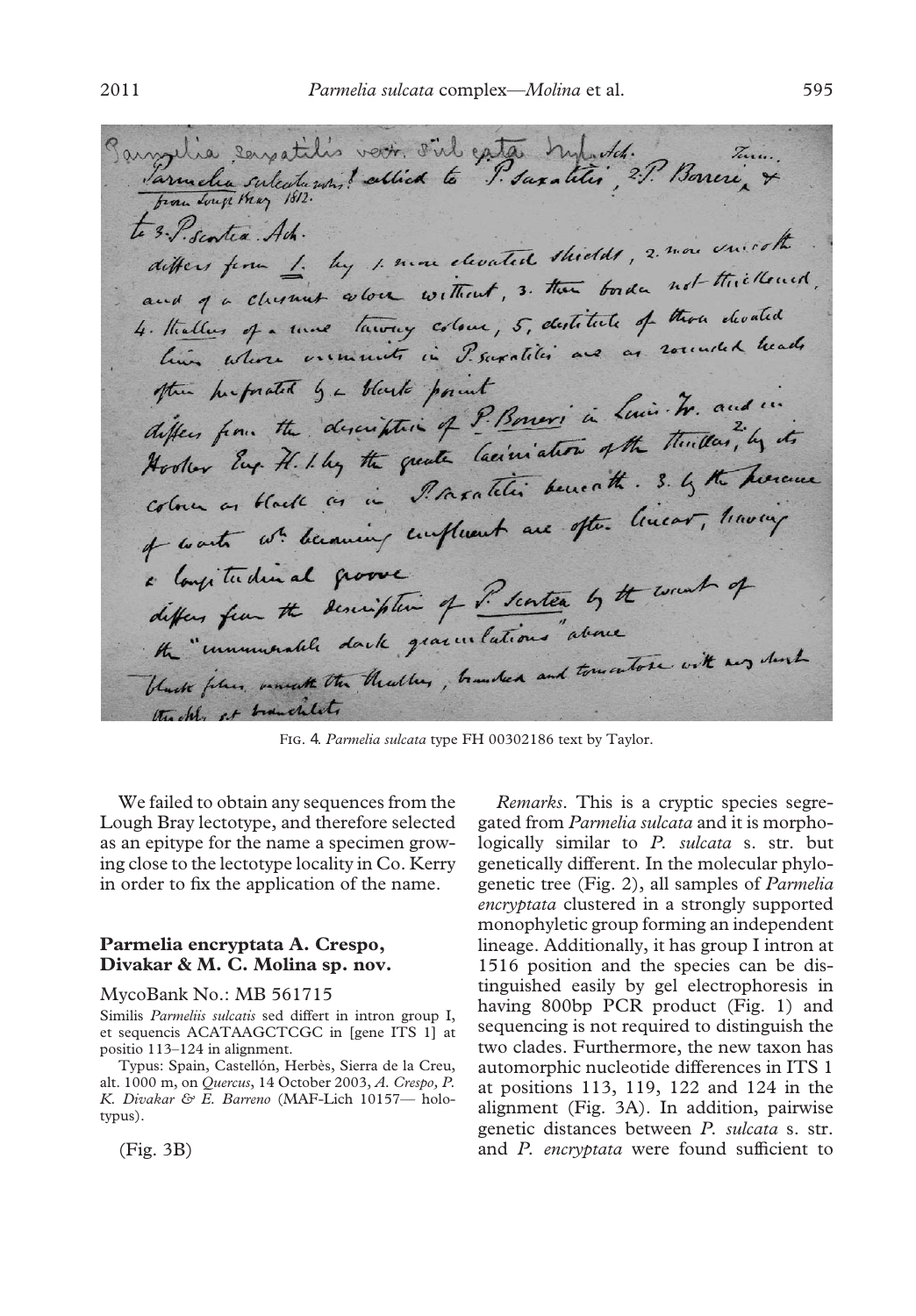FIG. 4. *Parmelia sulcata* type FH 00302186 text by Taylor.

We failed to obtain any sequences from the Lough Bray lectotype, and therefore selected as an epitype for the name a specimen growing close to the lectotype locality in Co. Kerry in order to fix the application of the name.

### Parmelia encryptata A. Crespo, Divakar & M. C. Molina sp. nov.

MycoBank No.: MB 561715

Similis *Parmeliis sulcatis* sed differt in intron group I, et sequencis ACATAAGCTCGC in [gene ITS 1] at positio 113–124 in alignment.

Typus: Spain, Castellón, Herbès, Sierra de la Creu, alt. 1000 m, on *Quercus*, 14 October 2003, *A. Crespo, P. K. Divakar & E. Barreno* (MAF-Lich 10157— holotypus).

(Fig. 3B)

*Remarks*. This is a cryptic species segregated from *Parmelia sulcata* and it is morphologically similar to *P. sulcata* s. str. but genetically different. In the molecular phylogenetic tree (Fig. 2), all samples of *Parmelia encryptata* clustered in a strongly supported monophyletic group forming an independent lineage. Additionally, it has group I intron at 1516 position and the species can be distinguished easily by gel electrophoresis in having 800bp PCR product (Fig. 1) and sequencing is not required to distinguish the two clades. Furthermore, the new taxon has automorphic nucleotide differences in ITS 1 at positions 113, 119, 122 and 124 in the alignment (Fig. 3A). In addition, pairwise genetic distances between *P. sulcata* s. str. and *P. encryptata* were found sufficient to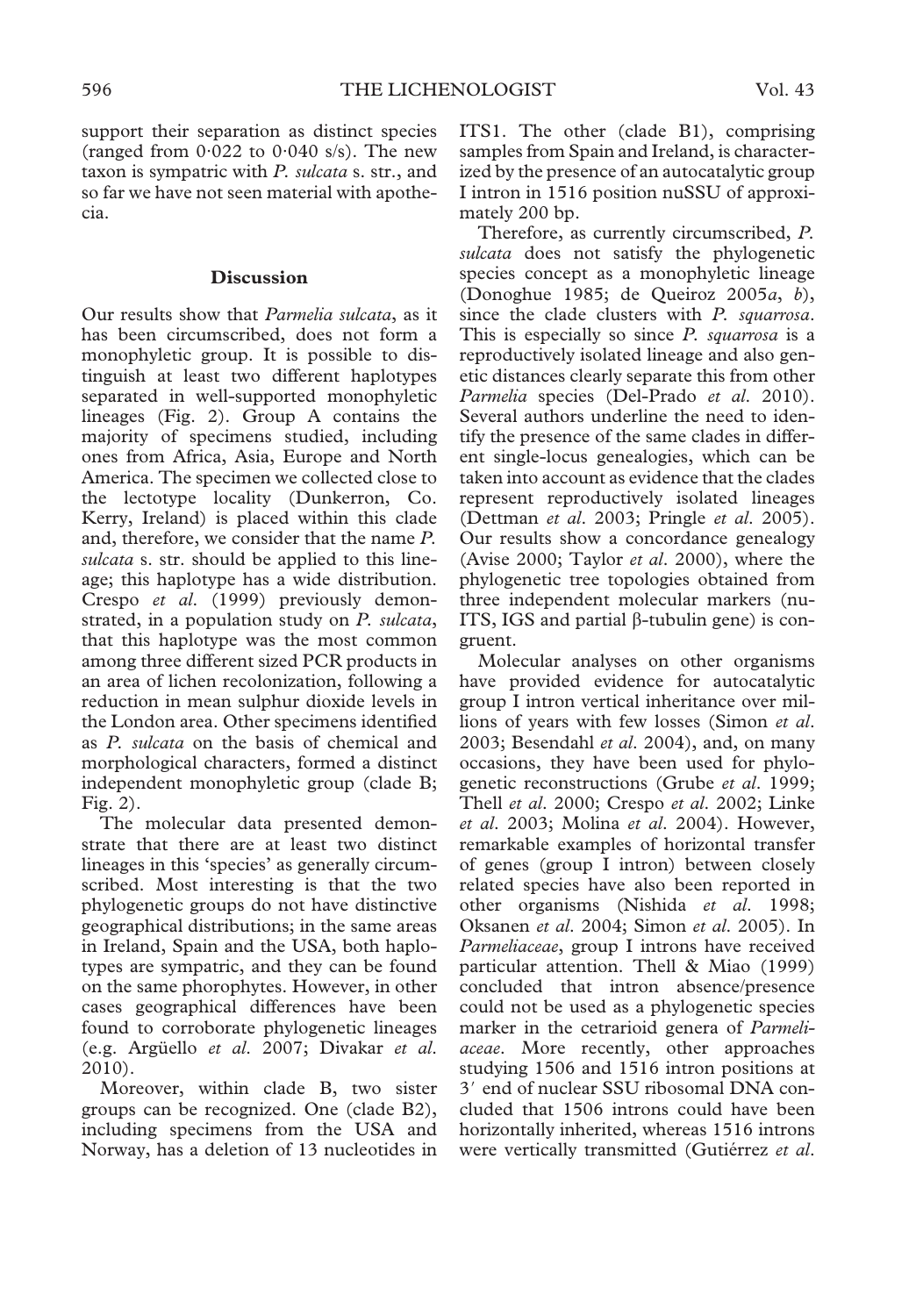support their separation as distinct species (ranged from 0·022 to 0·040 s/s). The new taxon is sympatric with *P. sulcata* s. str., and so far we have not seen material with apothecia.

## Discussion

Our results show that *Parmelia sulcata*, as it has been circumscribed, does not form a monophyletic group. It is possible to distinguish at least two different haplotypes separated in well-supported monophyletic lineages (Fig. 2). Group A contains the majority of specimens studied, including ones from Africa, Asia, Europe and North America. The specimen we collected close to the lectotype locality (Dunkerron, Co. Kerry, Ireland) is placed within this clade and, therefore, we consider that the name *P. sulcata* s. str. should be applied to this lineage; this haplotype has a wide distribution. Crespo *et al.* (1999) previously demonstrated, in a population study on *P. sulcata*, that this haplotype was the most common among three different sized PCR products in an area of lichen recolonization, following a reduction in mean sulphur dioxide levels in the London area. Other specimens identified as *P. sulcata* on the basis of chemical and morphological characters, formed a distinct independent monophyletic group (clade B; Fig. 2).

The molecular data presented demonstrate that there are at least two distinct lineages in this 'species' as generally circumscribed. Most interesting is that the two phylogenetic groups do not have distinctive geographical distributions; in the same areas in Ireland, Spain and the USA, both haplotypes are sympatric, and they can be found on the same phorophytes. However, in other cases geographical differences have been found to corroborate phylogenetic lineages (e.g. Argüello *et al.* 2007; Divakar *et al.* 2010).

Moreover, within clade B, two sister groups can be recognized. One (clade B2), including specimens from the USA and Norway, has a deletion of 13 nucleotides in ITS1. The other (clade B1), comprising samples from Spain and Ireland, is characterized by the presence of an autocatalytic group I intron in 1516 position nuSSU of approximately 200 bp.

Therefore, as currently circumscribed, *P. sulcata* does not satisfy the phylogenetic species concept as a monophyletic lineage (Donoghue 1985; de Queiroz 2005*a*, *b*), since the clade clusters with *P. squarrosa*. This is especially so since *P. squarrosa* is a reproductively isolated lineage and also genetic distances clearly separate this from other *Parmelia* species (Del-Prado *et al.* 2010). Several authors underline the need to identify the presence of the same clades in different single-locus genealogies, which can be taken into account as evidence that the clades represent reproductively isolated lineages (Dettman *et al.* 2003; Pringle *et al.* 2005). Our results show a concordance genealogy (Avise 2000; Taylor *et al.* 2000), where the phylogenetic tree topologies obtained from three independent molecular markers (nu-ITS, IGS and partial β-tubulin gene) is congruent.

Molecular analyses on other organisms have provided evidence for autocatalytic group I intron vertical inheritance over millions of years with few losses (Simon *et al.* 2003; Besendahl *et al.* 2004), and, on many occasions, they have been used for phylogenetic reconstructions (Grube *et al.* 1999; Thell *et al.* 2000; Crespo *et al.* 2002; Linke *et al.* 2003; Molina *et al.* 2004). However, remarkable examples of horizontal transfer of genes (group I intron) between closely related species have also been reported in other organisms (Nishida *et al.* 1998; Oksanen *et al.* 2004; Simon *et al.* 2005). In *Parmeliaceae*, group I introns have received particular attention. Thell & Miao (1999) concluded that intron absence/presence could not be used as a phylogenetic species marker in the cetrarioid genera of *Parmeliaceae*. More recently, other approaches studying 1506 and 1516 intron positions at 3′ end of nuclear SSU ribosomal DNA concluded that 1506 introns could have been horizontally inherited, whereas 1516 introns were vertically transmitted (Gutiérrez *et al.*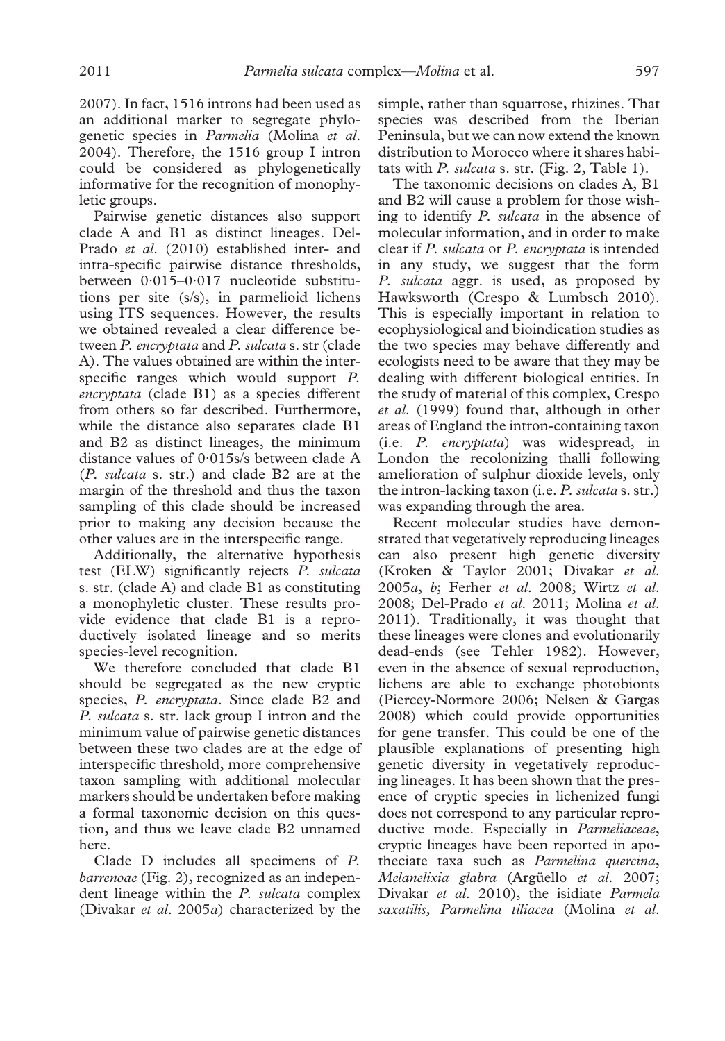2007). In fact, 1516 introns had been used as an additional marker to segregate phylogenetic species in *Parmelia* (Molina *et al.* 2004). Therefore, the 1516 group I intron could be considered as phylogenetically informative for the recognition of monophyletic groups.

Pairwise genetic distances also support clade A and B1 as distinct lineages. Del-Prado *et al.* (2010) established inter- and intra-specific pairwise distance thresholds, between 0·015–0·017 nucleotide substitutions per site (s/s), in parmelioid lichens using ITS sequences. However, the results we obtained revealed a clear difference between *P. encryptata* and *P. sulcata* s. str (clade A). The values obtained are within the interspecific ranges which would support *P. encryptata* (clade B1) as a species different from others so far described. Furthermore, while the distance also separates clade B1 and B2 as distinct lineages, the minimum distance values of 0·015s/s between clade A (*P. sulcata* s. str.) and clade B2 are at the margin of the threshold and thus the taxon sampling of this clade should be increased prior to making any decision because the other values are in the interspecific range.

Additionally, the alternative hypothesis test (ELW) significantly rejects *P. sulcata* s. str. (clade A) and clade B1 as constituting a monophyletic cluster. These results provide evidence that clade B1 is a reproductively isolated lineage and so merits species-level recognition.

We therefore concluded that clade B1 should be segregated as the new cryptic species, *P. encryptata*. Since clade B2 and *P. sulcata* s. str. lack group I intron and the minimum value of pairwise genetic distances between these two clades are at the edge of interspecific threshold, more comprehensive taxon sampling with additional molecular markers should be undertaken before making a formal taxonomic decision on this question, and thus we leave clade B2 unnamed here.

Clade D includes all specimens of *P. barrenoae* (Fig. 2), recognized as an independent lineage within the *P. sulcata* complex (Divakar *et al.* 2005*a*) characterized by the simple, rather than squarrose, rhizines. That species was described from the Iberian Peninsula, but we can now extend the known distribution to Morocco where it shares habitats with *P. sulcata* s. str. (Fig. 2, Table 1).

The taxonomic decisions on clades A, B1 and B2 will cause a problem for those wishing to identify *P. sulcata* in the absence of molecular information, and in order to make clear if *P. sulcata* or *P. encryptata* is intended in any study, we suggest that the form *P. sulcata* aggr. is used, as proposed by Hawksworth (Crespo & Lumbsch 2010). This is especially important in relation to ecophysiological and bioindication studies as the two species may behave differently and ecologists need to be aware that they may be dealing with different biological entities. In the study of material of this complex, Crespo *et al.* (1999) found that, although in other areas of England the intron-containing taxon (i.e. *P. encryptata*) was widespread, in London the recolonizing thalli following amelioration of sulphur dioxide levels, only the intron-lacking taxon (i.e. *P. sulcata* s. str.) was expanding through the area.

Recent molecular studies have demonstrated that vegetatively reproducing lineages can also present high genetic diversity (Kroken & Taylor 2001; Divakar *et al.* 2005*a*, *b*; Ferher *et al.* 2008; Wirtz *et al.* 2008; Del-Prado *et al.* 2011; Molina *et al.* 2011). Traditionally, it was thought that these lineages were clones and evolutionarily dead-ends (see Tehler 1982). However, even in the absence of sexual reproduction, lichens are able to exchange photobionts (Piercey-Normore 2006; Nelsen & Gargas 2008) which could provide opportunities for gene transfer. This could be one of the plausible explanations of presenting high genetic diversity in vegetatively reproducing lineages. It has been shown that the presence of cryptic species in lichenized fungi does not correspond to any particular reproductive mode. Especially in *Parmeliaceae*, cryptic lineages have been reported in apotheciate taxa such as *Parmelina quercina*, *Melanelixia glabra* (Argüello *et al.* 2007; Divakar *et al.* 2010), the isidiate *Parmela saxatilis*, *Parmelina tiliacea* (Molina *et al.*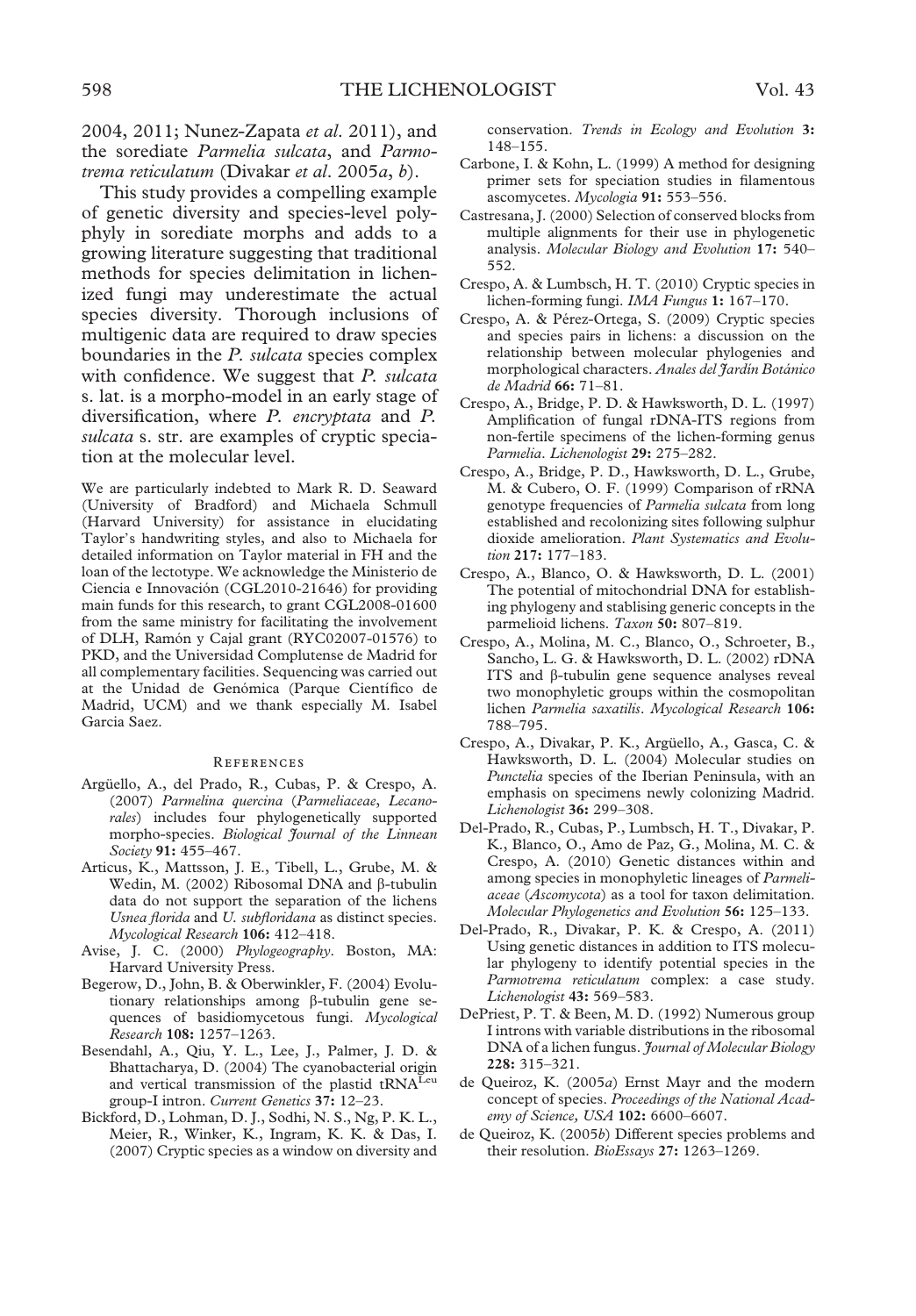2004, 2011; Nunez-Zapata *et al*. 2011), and the sorediate *Parmelia sulcata*, and *Parmotrema reticulatum* (Divakar *et al*. 2005*a*, *b*).

This study provides a compelling example of genetic diversity and species-level polyphyly in sorediate morphs and adds to a growing literature suggesting that traditional methods for species delimitation in lichenized fungi may underestimate the actual species diversity. Thorough inclusions of multigenic data are required to draw species boundaries in the *P. sulcata* species complex with confidence. We suggest that *P. sulcata* s. lat. is a morpho-model in an early stage of diversification, where *P. encryptata* and *P. sulcata* s. str. are examples of cryptic speciation at the molecular level.

We are particularly indebted to Mark R. D. Seaward (University of Bradford) and Michaela Schmull (Harvard University) for assistance in elucidating Taylor's handwriting styles, and also to Michaela for detailed information on Taylor material in FH and the loan of the lectotype. We acknowledge the Ministerio de Ciencia e Innovación (CGL2010-21646) for providing main funds for this research, to grant CGL2008-01600 from the same ministry for facilitating the involvement of DLH, Ramón y Cajal grant (RYC02007-01576) to PKD, and the Universidad Complutense de Madrid for all complementary facilities. Sequencing was carried out at the Unidad de Genómica (Parque Científico de Madrid, UCM) and we thank especially M. Isabel Garcia Saez.

## References

Argüello, A., del Prado, R., Cubas, P. & Crespo, A. (2007) *Parmelina quercina* (*Parmeliaceae*, *Lecanorales*) includes four phylogenetically supported morpho-species. *Biological Journal of the Linnean Society* **91:** 455–467.

Articus, K., Mattsson, J. E., Tibell, L., Grube, M. & Wedin, M. (2002) Ribosomal DNA and β-tubulin data do not support the separation of the lichens *Usnea florida* and *U. subfloridana* as distinct species. *Mycological Research* **106:** 412–418.

Avise, J. C. (2000) *Phylogeography*. Boston, MA: Harvard University Press.

Begerow, D., John, B. & Oberwinkler, F. (2004) Evolutionary relationships among β-tubulin gene sequences of basidiomycetous fungi. *Mycological Research* **108:** 1257–1263.

Besendahl, A., Qiu, Y. L., Lee, J., Palmer, J. D. & Bhattacharya, D. (2004) The cyanobacterial origin and vertical transmission of the plastid $tRNA^{Leu}$ group-I intron. *Current Genetics* **37:** 12–23.

Bickford, D., Lohman, D. J., Sodhi, N. S., Ng, P. K. L., Meier, R., Winker, K., Ingram, K. K. & Das, I. (2007) Cryptic species as a window on diversity and conservation. *Trends in Ecology and Evolution* **3:** 148–155.

Carbone, I. & Kohn, L. (1999) A method for designing primer sets for speciation studies in filamentous ascomycetes. *Mycologia* **91:** 553–556.

Castresana, J. (2000) Selection of conserved blocks from multiple alignments for their use in phylogenetic analysis. *Molecular Biology and Evolution* **17:** 540–552.

Crespo, A. & Lumbsch, H. T. (2010) Cryptic species in lichen-forming fungi. *IMA Fungus* **1:** 167–170.

Crespo, A. & Pérez-Ortega, S. (2009) Cryptic species and species pairs in lichens: a discussion on the relationship between molecular phylogenies and morphological characters. *Anales del Jardín Botánico de Madrid* **66:** 71–81.

Crespo, A., Bridge, P. D. & Hawksworth, D. L. (1997) Amplification of fungal rDNA-ITS regions from non-fertile specimens of the lichen-forming genus *Parmelia*. *Lichenologist* **29:** 275–282.

Crespo, A., Bridge, P. D., Hawksworth, D. L., Grube, M. & Cubero, O. F. (1999) Comparison of rRNA genotype frequencies of *Parmelia sulcata* from long established and recolonizing sites following sulphur dioxide amelioration. *Plant Systematics and Evolution* **217:** 177–183.

Crespo, A., Blanco, O. & Hawksworth, D. L. (2001) The potential of mitochondrial DNA for establishing phylogeny and stablising generic concepts in the parmelioid lichens. *Taxon* **50:** 807–819.

Crespo, A., Molina, M. C., Blanco, O., Schroeter, B., Sancho, L. G. & Hawksworth, D. L. (2002) rDNA ITS and β-tubulin gene sequence analyses reveal two monophyletic groups within the cosmopolitan lichen *Parmelia saxatilis*. *Mycological Research* **106:** 788–795.

Crespo, A., Divakar, P. K., Argüello, A., Gasca, C. & Hawksworth, D. L. (2004) Molecular studies on *Punctelia* species of the Iberian Peninsula, with an emphasis on specimens newly colonizing Madrid. *Lichenologist* **36:** 299–308.

Del-Prado, R., Cubas, P., Lumbsch, H. T., Divakar, P. K., Blanco, O., Amo de Paz, G., Molina, M. C. & Crespo, A. (2010) Genetic distances within and among species in monophyletic lineages of *Parmeliaceae* (*Ascomycota*) as a tool for taxon delimitation. *Molecular Phylogenetics and Evolution* **56:** 125–133.

Del-Prado, R., Divakar, P. K. & Crespo, A. (2011) Using genetic distances in addition to ITS molecular phylogeny to identify potential species in the *Parmotrema reticulatum* complex: a case study. *Lichenologist* **43:** 569–583.

DePriest, P. T. & Been, M. D. (1992) Numerous group I introns with variable distributions in the ribosomal DNA of a lichen fungus. *Journal of Molecular Biology* **228:** 315–321.

de Queiroz, K. (2005*a*) Ernst Mayr and the modern concept of species. *Proceedings of the National Academy of Science, USA* **102:** 6600–6607.

de Queiroz, K. (2005*b*) Different species problems and their resolution. *BioEssays* **27:** 1263–1269.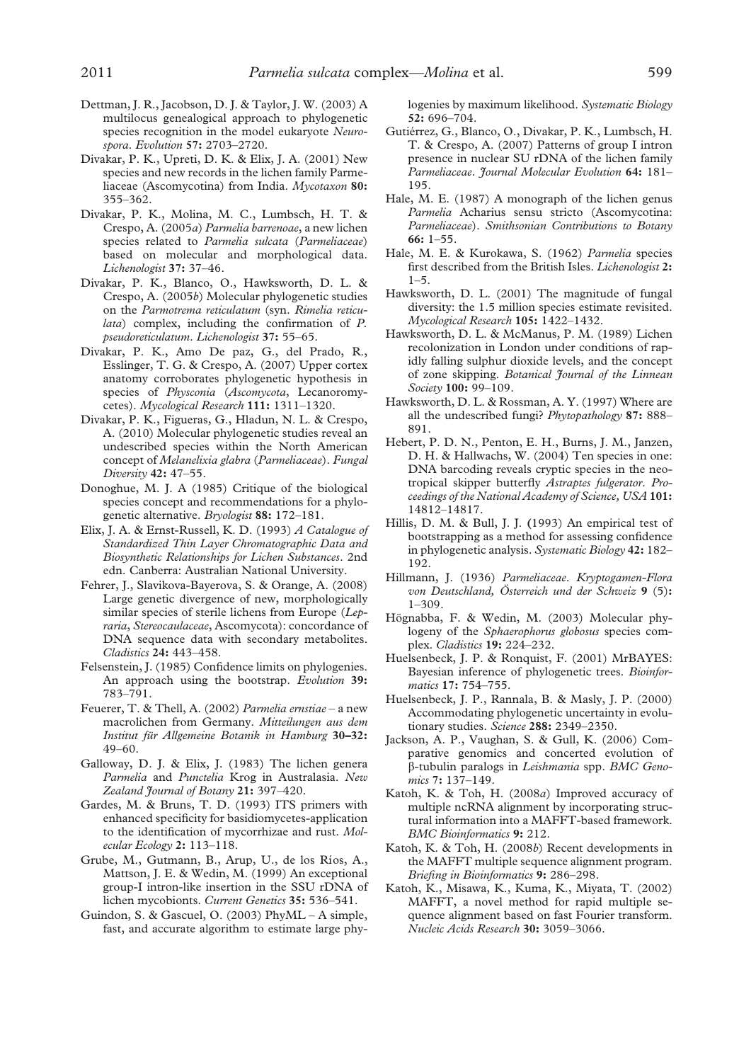Dettman, J. R., Jacobson, D. J. & Taylor, J. W. (2003) A multilocus genealogical approach to phylogenetic species recognition in the model eukaryote *Neurospora*. *Evolution* **57:** 2703–2720.

Divakar, P. K., Upreti, D. K. & Elix, J. A. (2001) New species and new records in the lichen family Parmeliaceae (Ascomycotina) from India. *Mycotaxon* **80:** 355–362.

Divakar, P. K., Molina, M. C., Lumbsch, H. T. & Crespo, A. (2005*a*) *Parmelia barrenoae*, a new lichen species related to *Parmelia sulcata* (*Parmeliaceae*) based on molecular and morphological data. *Lichenologist* **37:** 37–46.

Divakar, P. K., Blanco, O., Hawksworth, D. L. & Crespo, A. (2005*b*) Molecular phylogenetic studies on the *Parmotrema reticulatum* (syn. *Rimelia reticulata*) complex, including the confirmation of *P. pseudoreticulatum*. *Lichenologist* **37:** 55–65.

Divakar, P. K., Amo De paz, G., del Prado, R., Esslinger, T. G. & Crespo, A. (2007) Upper cortex anatomy corroborates phylogenetic hypothesis in species of *Physconia* (*Ascomycota*, Lecanoromycetes). *Mycological Research* **111:** 1311–1320.

Divakar, P. K., Figueras, G., Hladun, N. L. & Crespo, A. (2010) Molecular phylogenetic studies reveal an undescribed species within the North American concept of *Melanelixia glabra* (*Parmeliaceae*). *Fungal Diversity* **42:** 47–55.

Donoghue, M. J. A (1985) Critique of the biological species concept and recommendations for a phylogenetic alternative. *Bryologist* **88:** 172–181.

Elix, J. A. & Ernst-Russell, K. D. (1993) *A Catalogue of Standardized Thin Layer Chromatographic Data and Biosynthetic Relationships for Lichen Substances*. 2nd edn. Canberra: Australian National University.

Fehrer, J., Slavikova-Bayerova, S. & Orange, A. (2008) Large genetic divergence of new, morphologically similar species of sterile lichens from Europe (*Lepraria*, *Stereocaulaceae*, Ascomycota): concordance of DNA sequence data with secondary metabolites. *Cladistics* **24:** 443–458.

Felsenstein, J. (1985) Confidence limits on phylogenies. An approach using the bootstrap. *Evolution* **39:** 783–791.

Feuerer, T. & Thell, A. (2002) *Parmelia ernstiae* – a new macrolichen from Germany. *Mitteilungen aus dem Institut für Allgemeine Botanik in Hamburg* **30–32:** 49–60.

Galloway, D. J. & Elix, J. (1983) The lichen genera *Parmelia* and *Punctelia* Krog in Australasia. *New Zealand Journal of Botany* **21:** 397–420.

Gardes, M. & Bruns, T. D. (1993) ITS primers with enhanced specificity for basidiomycetes-application to the identification of mycorrhizae and rust. *Molecular Ecology* **2:** 113–118.

Grube, M., Gutmann, B., Arup, U., de los Ríos, A., Mattson, J. E. & Wedin, M. (1999) An exceptional group-I intron-like insertion in the SSU rDNA of lichen mycobionts. *Current Genetics* **35:** 536–541.

Guindon, S. & Gascuel, O. (2003) PhyML – A simple, fast, and accurate algorithm to estimate large phylogenies by maximum likelihood. *Systematic Biology* **52:** 696–704.

Gutiérrez, G., Blanco, O., Divakar, P. K., Lumbsch, H. T. & Crespo, A. (2007) Patterns of group I intron presence in nuclear SU rDNA of the lichen family *Parmeliaceae*. *Journal Molecular Evolution* **64:** 181–195.

Hale, M. E. (1987) A monograph of the lichen genus *Parmelia* Acharius sensu stricto (Ascomycotina: *Parmeliaceae*). *Smithsonian Contributions to Botany* **66:** 1–55.

Hale, M. E. & Kurokawa, S. (1962) *Parmelia* species first described from the British Isles. *Lichenologist* **2:** 1–5.

Hawksworth, D. L. (2001) The magnitude of fungal diversity: the 1.5 million species estimate revisited. *Mycological Research* **105:** 1422–1432.

Hawksworth, D. L. & McManus, P. M. (1989) Lichen recolonization in London under conditions of rapidly falling sulphur dioxide levels, and the concept of zone skipping. *Botanical Journal of the Linnean Society* **100:** 99–109.

Hawksworth, D. L. & Rossman, A. Y. (1997) Where are all the undescribed fungi? *Phytopathology* **87:** 888–891.

Hebert, P. D. N., Penton, E. H., Burns, J. M., Janzen, D. H. & Hallwachs, W. (2004) Ten species in one: DNA barcoding reveals cryptic species in the neotropical skipper butterfly *Astraptes fulgerator*. *Proceedings of the National Academy of Science, USA* **101:** 14812–14817.

Hillis, D. M. & Bull, J. J. **(**1993) An empirical test of bootstrapping as a method for assessing confidence in phylogenetic analysis. *Systematic Biology* **42:** 182–192.

Hillmann, J. (1936) *Parmeliaceae*. *Kryptogamen-Flora von Deutschland, Österreich und der Schweiz* **9** (5)**:** 1–309.

Högnabba, F. & Wedin, M. (2003) Molecular phylogeny of the *Sphaerophorus globosus* species complex. *Cladistics* **19:** 224–232.

Huelsenbeck, J. P. & Ronquist, F. (2001) MrBAYES: Bayesian inference of phylogenetic trees. *Bioinformatics* **17:** 754–755.

Huelsenbeck, J. P., Rannala, B. & Masly, J. P. (2000) Accommodating phylogenetic uncertainty in evolutionary studies. *Science* **288:** 2349–2350.

Jackson, A. P., Vaughan, S. & Gull, K. (2006) Comparative genomics and concerted evolution of β-tubulin paralogs in *Leishmania* spp. *BMC Genomics* **7:** 137–149.

Katoh, K. & Toh, H. (2008*a*) Improved accuracy of multiple ncRNA alignment by incorporating structural information into a MAFFT-based framework. *BMC Bioinformatics* **9:** 212.

Katoh, K. & Toh, H. (2008*b*) Recent developments in the MAFFT multiple sequence alignment program. *Briefing in Bioinformatics* **9:** 286–298.

Katoh, K., Misawa, K., Kuma, K., Miyata, T. (2002) MAFFT, a novel method for rapid multiple sequence alignment based on fast Fourier transform. *Nucleic Acids Research* **30:** 3059–3066.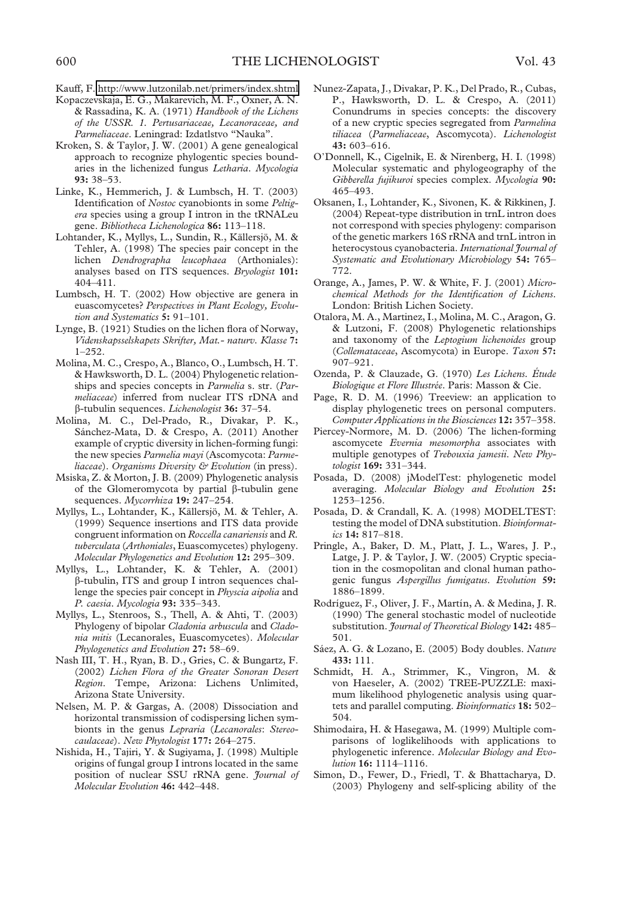Kauff, F. http://www.lutzonilab.net/primers/index.shtml

Kopaczevskaja, E. G., Makarevich, M. F., Oxner, A. N. & Rassadina, K. A. (1971) *Handbook of the Lichens of the USSR. 1. Pertusariaceae, Lecanoraceae, and Parmeliaceae*. Leningrad: Izdatlstvo "Nauka".

Kroken, S. & Taylor, J. W. (2001) A gene genealogical approach to recognize phylogentic species boundaries in the lichenized fungus *Letharia*. *Mycologia* **93:** 38–53.

Linke, K., Hemmerich, J. & Lumbsch, H. T. (2003) Identification of *Nostoc* cyanobionts in some *Peltigera* species using a group I intron in the tRNALeu gene. *Bibliotheca Lichenologica* **86:** 113–118.

Lohtander, K., Myllys, L., Sundin, R., Källersjö, M. & Tehler, A. (1998) The species pair concept in the lichen *Dendrographa leucophaea* (Arthoniales): analyses based on ITS sequences. *Bryologist* **101:** 404–411.

Lumbsch, H. T. (2002) How objective are genera in euascomycetes? *Perspectives in Plant Ecology, Evolution and Systematics* **5:** 91–101.

Lynge, B. (1921) Studies on the lichen flora of Norway, *Videnskapsselskapets Skrifter, Mat.- naturv. Klasse* **7:** 1–252.

Molina, M. C., Crespo, A., Blanco, O., Lumbsch, H. T. & Hawksworth, D. L. (2004) Phylogenetic relationships and species concepts in *Parmelia* s. str. (*Parmeliaceae*) inferred from nuclear ITS rDNA and β-tubulin sequences. *Lichenologist* **36:** 37–54.

Molina, M. C., Del-Prado, R., Divakar, P. K., Sánchez-Mata, D. & Crespo, A. (2011) Another example of cryptic diversity in lichen-forming fungi: the new species *Parmelia mayi* (Ascomycota: *Parmeliaceae*). *Organisms Diversity & Evolution* (in press).

Msiska, Z. & Morton, J. B. (2009) Phylogenetic analysis of the Glomeromycota by partial β-tubulin gene sequences. *Mycorrhiza* **19:** 247–254.

Myllys, L., Lohtander, K., Källersjö, M. & Tehler, A. (1999) Sequence insertions and ITS data provide congruent information on *Roccella canariensis* and *R. tuberculata* (*Arthoniales*, Euascomycetes) phylogeny. *Molecular Phylogenetics and Evolution* **12:** 295–309.

Myllys, L., Lohtander, K. & Tehler, A. (2001) β-tubulin, ITS and group I intron sequences challenge the species pair concept in *Physcia aipolia* and *P. caesia*. *Mycologia* **93:** 335–343.

Myllys, L., Stenroos, S., Thell, A. & Ahti, T. (2003) Phylogeny of bipolar *Cladonia arbuscula* and *Cladonia mitis* (Lecanorales, Euascomycetes). *Molecular Phylogenetics and Evolution* **27:** 58–69.

Nash III, T. H., Ryan, B. D., Gries, C. & Bungartz, F. (2002) *Lichen Flora of the Greater Sonoran Desert Region*. Tempe, Arizona: Lichens Unlimited, Arizona State University.

Nelsen, M. P. & Gargas, A. (2008) Dissociation and horizontal transmission of codispersing lichen symbionts in the genus *Lepraria* (*Lecanorales*: *Stereocaulaceae*). *New Phytologist* **177:** 264–275.

Nishida, H., Tajiri, Y. & Sugiyama, J. (1998) Multiple origins of fungal group I introns located in the same position of nuclear SSU rRNA gene. *Journal of Molecular Evolution* **46:** 442–448.

Nunez-Zapata, J., Divakar, P. K., Del Prado, R., Cubas, P., Hawksworth, D. L. & Crespo, A. (2011) Conundrums in species concepts: the discovery of a new cryptic species segregated from *Parmelina tiliacea* (*Parmeliaceae*, Ascomycota). *Lichenologist* **43:** 603–616.

O'Donnell, K., Cigelnik, E. & Nirenberg, H. I. (1998) Molecular systematic and phylogeography of the *Gibberella fujikuroi* species complex. *Mycologia* **90:** 465–493.

Oksanen, I., Lohtander, K., Sivonen, K. & Rikkinen, J. (2004) Repeat-type distribution in trnL intron does not correspond with species phylogeny: comparison of the genetic markers 16S rRNA and trnL intron in heterocystous cyanobacteria. *International Journal of Systematic and Evolutionary Microbiology* **54:** 765–772.

Orange, A., James, P. W. & White, F. J. (2001) *Microchemical Methods for the Identification of Lichens*. London: British Lichen Society.

Otalora, M. A., Martinez, I., Molina, M. C., Aragon, G. & Lutzoni, F. (2008) Phylogenetic relationships and taxonomy of the *Leptogium lichenoides* group (*Collemataceae*, Ascomycota) in Europe. *Taxon* **57:** 907–921.

Ozenda, P. & Clauzade, G. (1970) *Les Lichens. Étude Biologique et Flore Illustrée*. Paris: Masson & Cie.

Page, R. D. M. (1996) Treeview: an application to display phylogenetic trees on personal computers. *Computer Applications in the Biosciences* **12:** 357–358.

Piercey-Normore, M. D. (2006) The lichen-forming ascomycete *Evernia mesomorpha* associates with multiple genotypes of *Trebouxia jamesii*. *New Phytologist* **169:** 331–344.

Posada, D. (2008) jModelTest: phylogenetic model averaging. *Molecular Biology and Evolution* **25:** 1253–1256.

Posada, D. & Crandall, K. A. (1998) MODELTEST: testing the model of DNA substitution. *Bioinformatics* **14:** 817–818.

Pringle, A., Baker, D. M., Platt, J. L., Wares, J. P., Latge, J. P. & Taylor, J. W. (2005) Cryptic speciation in the cosmopolitan and clonal human pathogenic fungus *Aspergillus fumigatus*. *Evolution* **59:** 1886–1899.

Rodríguez, F., Oliver, J. F., Martín, A. & Medina, J. R. (1990) The general stochastic model of nucleotide substitution. *Journal of Theoretical Biology* **142:** 485–501.

Sáez, A. G. & Lozano, E. (2005) Body doubles. *Nature* **433:** 111.

Schmidt, H. A., Strimmer, K., Vingron, M. & von Haeseler, A. (2002) TREE-PUZZLE: maximum likelihood phylogenetic analysis using quartets and parallel computing. *Bioinformatics* **18:** 502–504.

Shimodaira, H. & Hasegawa, M. (1999) Multiple comparisons of loglikelihoods with applications to phylogenetic inference. *Molecular Biology and Evolution* **16:** 1114–1116.

Simon, D., Fewer, D., Friedl, T. & Bhattacharya, D. (2003) Phylogeny and self-splicing ability of the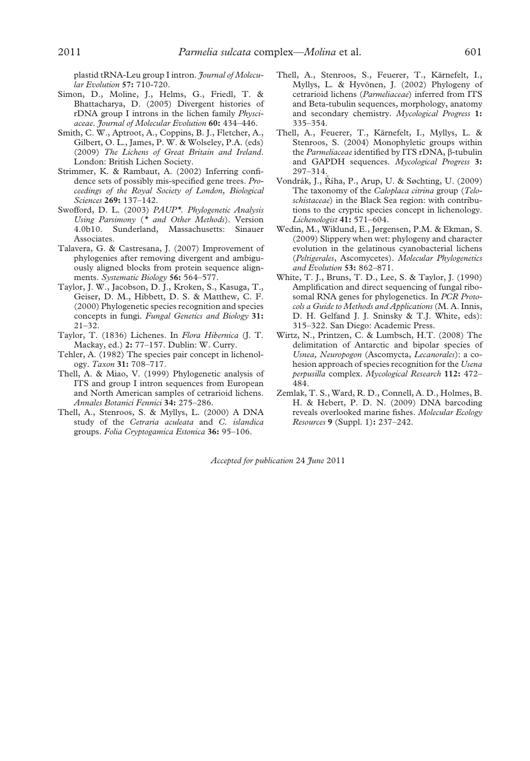plastid tRNA-Leu group I intron. *Journal of Molecular Evolution* **57:** 710-720.

Simon, D., Moline, J., Helms, G., Friedl, T. & Bhattacharya, D. (2005) Divergent histories of rDNA group I introns in the lichen family *Physciaceae*. *Journal of Molecular Evolution* **60:** 434–446.

Smith, C. W., Aptroot, A., Coppins, B. J., Fletcher, A., Gilbert, O. L., James, P. W. & Wolseley, P.A. (eds) (2009) *The Lichens of Great Britain and Ireland*. London: British Lichen Society.

Strimmer, K. & Rambaut, A. (2002) Inferring confidence sets of possibly mis-specified gene trees. *Proceedings of the Royal Society of London, Biological Sciences* **269:** 137–142.

Swofford, D. L. (2003) *PAUP\*. Phylogenetic Analysis Using Parsimony (\* and Other Methods)*. Version 4.0b10. Sunderland, Massachusetts: Sinauer Associates.

Talavera, G. & Castresana, J. (2007) Improvement of phylogenies after removing divergent and ambiguously aligned blocks from protein sequence alignments. *Systematic Biology* **56:** 564–577.

Taylor, J. W., Jacobson, D. J., Kroken, S., Kasuga, T., Geiser, D. M., Hibbett, D. S. & Matthew, C. F. (2000) Phylogenetic species recognition and species concepts in fungi. *Fungal Genetics and Biology* **31:** 21–32.

Taylor, T. (1836) Lichenes. In *Flora Hibernica* (J. T. Mackay, ed.) **2:** 77–157. Dublin: W. Curry.

Tehler, A. (1982) The species pair concept in lichenology. *Taxon* **31:** 708–717.

Thell, A. & Miao, V. (1999) Phylogenetic analysis of ITS and group I intron sequences from European and North American samples of cetrarioid lichens. *Annales Botanici Fennici* **34:** 275–286.

Thell, A., Stenroos, S. & Myllys, L. (2000) A DNA study of the *Cetraria aculeata* and *C. islandica* groups. *Folia Cryptogamica Estonica* **36:** 95–106.

Thell, A., Stenroos, S., Feuerer, T., Kärnefelt, I., Myllys, L. & Hyvönen, J. (2002) Phylogeny of cetrarioid lichens (*Parmeliaceae*) inferred from ITS and Beta-tubulin sequences, morphology, anatomy and secondary chemistry. *Mycological Progress* **1:** 335–354.

Thell, A., Feuerer, T., Kärnefelt, I., Myllys, L. & Stenroos, S. (2004) Monophyletic groups within the *Parmeliaceae* identified by ITS rDNA, β-tubulin and GAPDH sequences. *Mycological Progress* **3:** 297–314.

Vondrák, J., Říha, P., Arup, U. & Søchting, U. (2009) The taxonomy of the *Caloplaca citrina* group (*Teloschistaceae*) in the Black Sea region: with contributions to the cryptic species concept in lichenology. *Lichenologist* **41:** 571–604.

Wedin, M., Wiklund, E., Jørgensen, P.M. & Ekman, S. (2009) Slippery when wet: phylogeny and character evolution in the gelatinous cyanobacterial lichens (*Peltigerales*, Ascomycetes). *Molecular Phylogenetics and Evolution* **53:** 862–871.

White, T. J., Bruns, T. D., Lee, S. & Taylor, J. (1990) Amplification and direct sequencing of fungal ribosomal RNA genes for phylogenetics. In *PCR Protocols a Guide to Methods and Applications* (M. A. Innis, D. H. Gelfand J. J. Sninsky & T.J. White, eds): 315–322. San Diego: Academic Press.

Wirtz, N., Printzen, C. & Lumbsch, H.T. (2008) The delimitation of Antarctic and bipolar species of *Usnea, Neuropogon* (Ascomycta, *Lecanorales*): a cohesion approach of species recognition for the *Usena perpusilla* complex. *Mycological Research* **112:** 472–484.

Zemlak, T. S., Ward, R. D., Connell, A. D., Holmes, B. H. & Hebert, P. D. N. (2009) DNA barcoding reveals overlooked marine fishes. *Molecular Ecology Resources* **9** (Suppl. 1)**:** 237–242.

*Accepted for publication* 24 *June* 2011